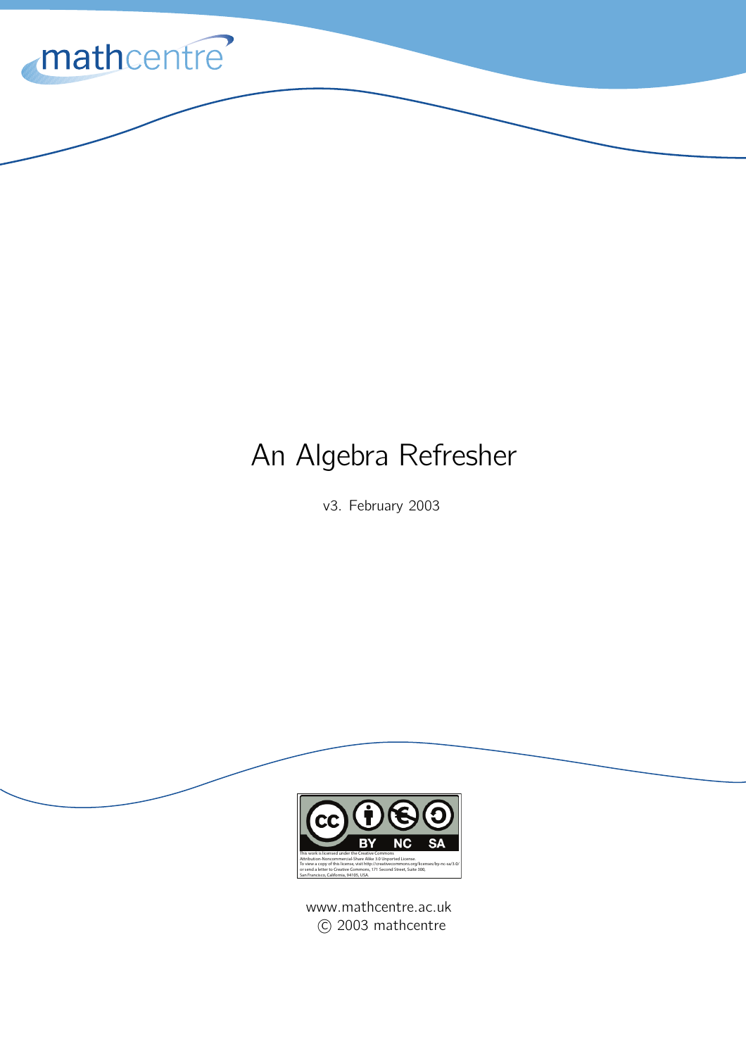mathcentre

# An Algebra Refresher

v3. February 2003

This work is licensed under the Creative Commons Attribution-Noncommercial-Share Alike 3.0 Unported License. To view a copy of this license, visit http://creativecommons.org/licenses/by-nc-sa/3.0/ or send a letter to Creative Commons, 171 Second Street, Suite 300, San Francisco, California, 94105, USA.

www.mathcentre.ac.uk

© 2003 mathcentre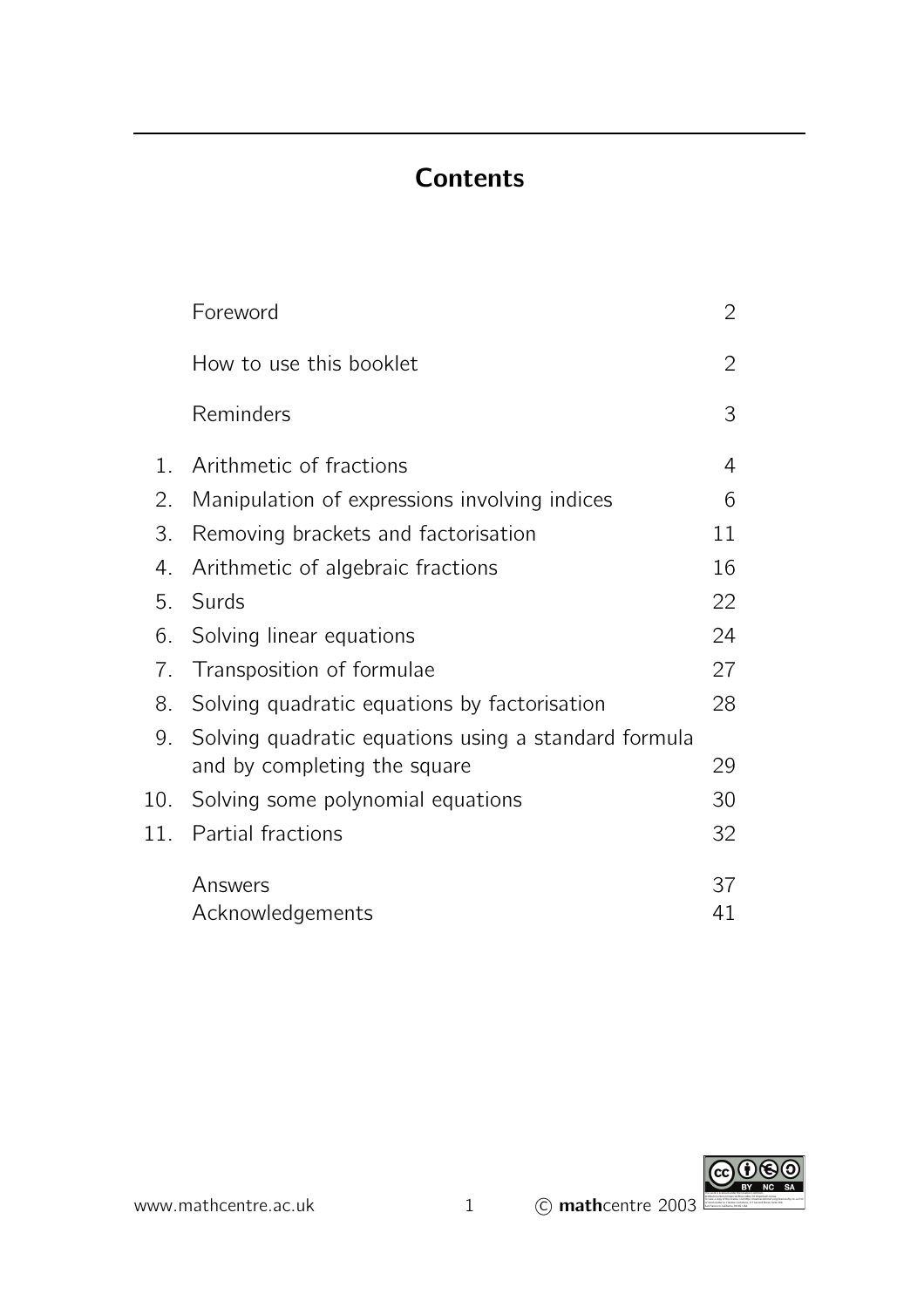# Contents

| | | |
|---|---|---|
| | Foreword | 2 |
| | How to use this booklet | 2 |
| | Reminders | 3 |
| 1. | Arithmetic of fractions | 4 |
| 2. | Manipulation of expressions involving indices | 6 |
| 3. | Removing brackets and factorisation | 11 |
| 4. | Arithmetic of algebraic fractions | 16 |
| 5. | Surds | 22 |
| 6. | Solving linear equations | 24 |
| 7. | Transposition of formulae | 27 |
| 8. | Solving quadratic equations by factorisation | 28 |
| 9. | Solving quadratic equations using a standard formula and by completing the square | 29 |
| 10. | Solving some polynomial equations | 30 |
| 11. | Partial fractions | 32 |
| | Answers | 37 |
| | Acknowledgements | 41 |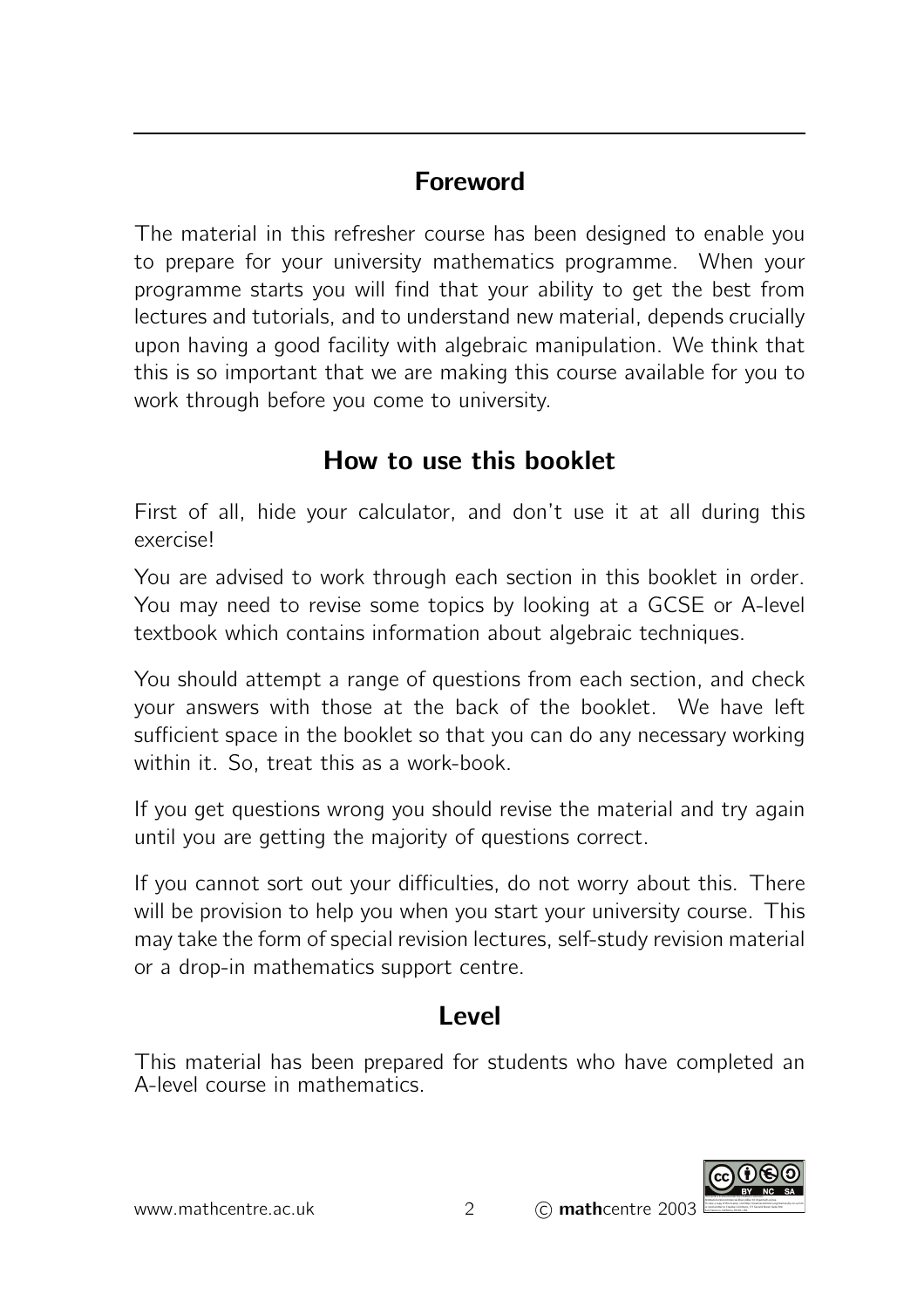## Foreword

The material in this refresher course has been designed to enable you to prepare for your university mathematics programme. When your programme starts you will find that your ability to get the best from lectures and tutorials, and to understand new material, depends crucially upon having a good facility with algebraic manipulation. We think that this is so important that we are making this course available for you to work through before you come to university.

## How to use this booklet

First of all, hide your calculator, and don't use it at all during this exercise!

You are advised to work through each section in this booklet in order. You may need to revise some topics by looking at a GCSE or A-level textbook which contains information about algebraic techniques.

You should attempt a range of questions from each section, and check your answers with those at the back of the booklet. We have left sufficient space in the booklet so that you can do any necessary working within it. So, treat this as a work-book.

If you get questions wrong you should revise the material and try again until you are getting the majority of questions correct.

If you cannot sort out your difficulties, do not worry about this. There will be provision to help you when you start your university course. This may take the form of special revision lectures, self-study revision material or a drop-in mathematics support centre.

## Level

This material has been prepared for students who have completed an A-level course in mathematics.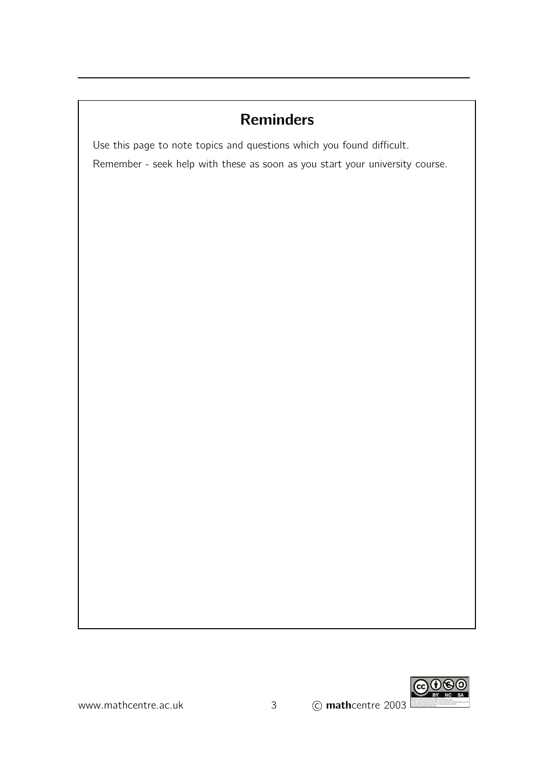## Reminders

Use this page to note topics and questions which you found difficult.

Remember - seek help with these as soon as you start your university course.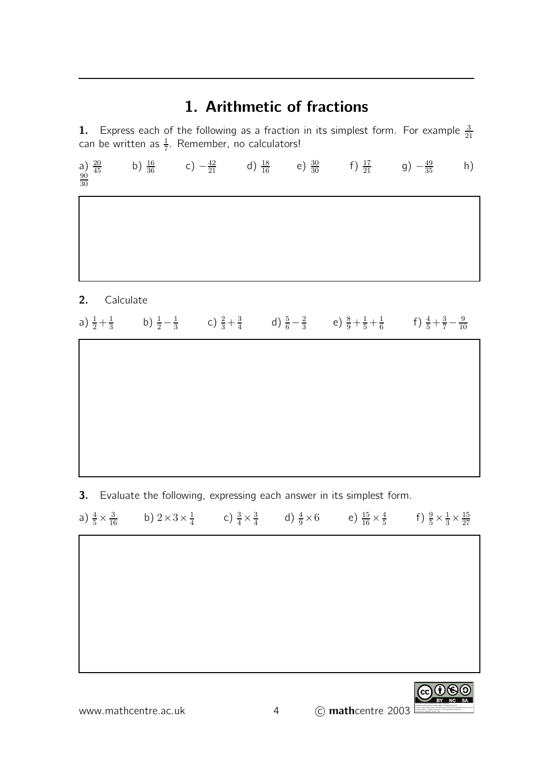# 1. Arithmetic of fractions

**1.** Express each of the following as a fraction in its simplest form. For example $\frac{3}{21}$ can be written as $\frac{1}{7}$. Remember, no calculators!

a) $\frac{20}{45}$ b) $\frac{16}{36}$ c) $-\frac{42}{21}$ d) $\frac{18}{16}$ e) $\frac{30}{30}$ f) $\frac{17}{21}$ g) $-\frac{49}{35}$ h) $\frac{90}{30}$

**2.** Calculate

a) $\frac{1}{2}+\frac{1}{3}$ b) $\frac{1}{2}-\frac{1}{3}$ c) $\frac{2}{3}+\frac{3}{4}$ d) $\frac{5}{6}-\frac{2}{3}$ e) $\frac{8}{9}+\frac{1}{5}+\frac{1}{6}$ f) $\frac{4}{5}+\frac{3}{7}-\frac{9}{10}$

**3.** Evaluate the following, expressing each answer in its simplest form.

a) $\frac{4}{5}\times\frac{3}{16}$ b) $2\times3\times\frac{1}{4}$ c) $\frac{3}{4}\times\frac{3}{4}$ d) $\frac{4}{9}\times6$ e) $\frac{15}{16}\times\frac{4}{5}$ f) $\frac{9}{5}\times\frac{1}{3}\times\frac{15}{27}$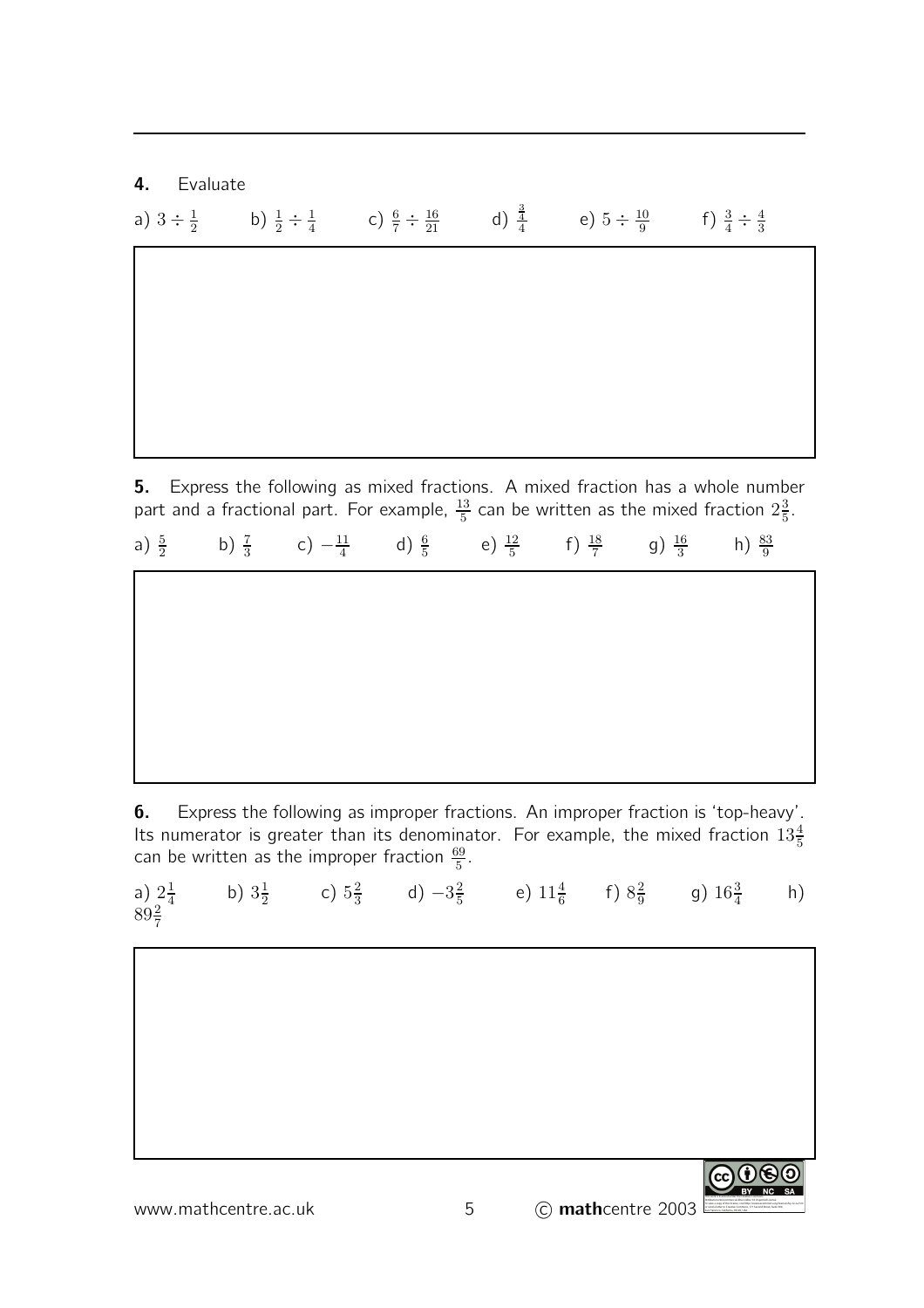**4.** Evaluate

a) $3 \div \frac{1}{2}$ b) $\frac{1}{2} \div \frac{1}{4}$ c) $\frac{6}{7} \div \frac{16}{21}$ d) $\frac{\frac{3}{4}}{4}$ e) $5 \div \frac{10}{9}$ f) $\frac{3}{4} \div \frac{4}{3}$

**5.** Express the following as mixed fractions. A mixed fraction has a whole number part and a fractional part. For example, $\frac{13}{5}$ can be written as the mixed fraction $2\frac{3}{5}$.

a) $\frac{5}{2}$ b) $\frac{7}{3}$ c) $-\frac{11}{4}$ d) $\frac{6}{5}$ e) $\frac{12}{5}$ f) $\frac{18}{7}$ g) $\frac{16}{3}$ h) $\frac{83}{9}$

**6.** Express the following as improper fractions. An improper fraction is 'top-heavy'. Its numerator is greater than its denominator. For example, the mixed fraction $13\frac{4}{5}$ can be written as the improper fraction $\frac{69}{5}$.

a) $2\frac{1}{4}$ b) $3\frac{1}{2}$ c) $5\frac{2}{3}$ d) $-3\frac{2}{5}$ e) $11\frac{4}{6}$ f) $8\frac{2}{9}$ g) $16\frac{3}{4}$ h) $89\frac{2}{7}$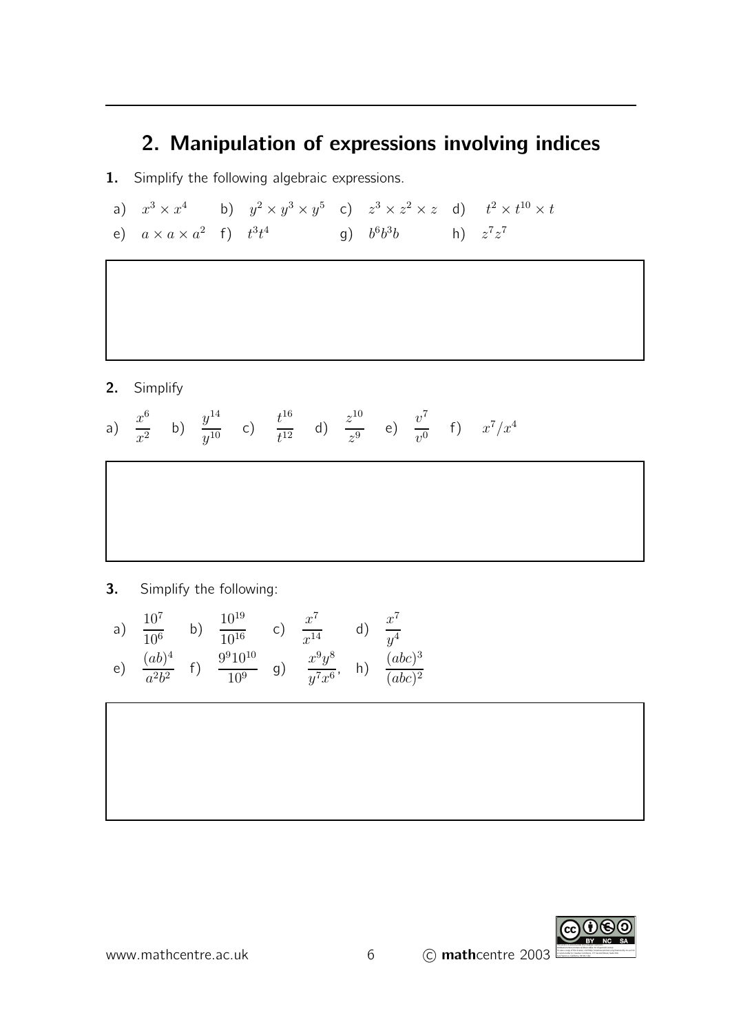## 2. Manipulation of expressions involving indices

**1.** Simplify the following algebraic expressions.

a) $x^3 \times x^4$ b) $y^2 \times y^3 \times y^5$ c) $z^3 \times z^2 \times z$ d) $t^2 \times t^{10} \times t$

e) $a \times a \times a^2$ f) $t^3 t^4$ g) $b^6 b^3 b$ h) $z^7 z^7$

**2.** Simplify

a) $\dfrac{x^6}{x^2}$ b) $\dfrac{y^{14}}{y^{10}}$ c) $\dfrac{t^{16}}{t^{12}}$ d) $\dfrac{z^{10}}{z^9}$ e) $\dfrac{v^7}{v^0}$ f) $x^7/x^4$

**3.** Simplify the following:

a) $\dfrac{10^7}{10^6}$ b) $\dfrac{10^{19}}{10^{16}}$ c) $\dfrac{x^7}{x^{14}}$ d) $\dfrac{x^7}{y^4}$

e) $\dfrac{(ab)^4}{a^2b^2}$ f) $\dfrac{9^9 10^{10}}{10^9}$ g) $\dfrac{x^9y^8}{y^7x^6}$, h) $\dfrac{(abc)^3}{(abc)^2}$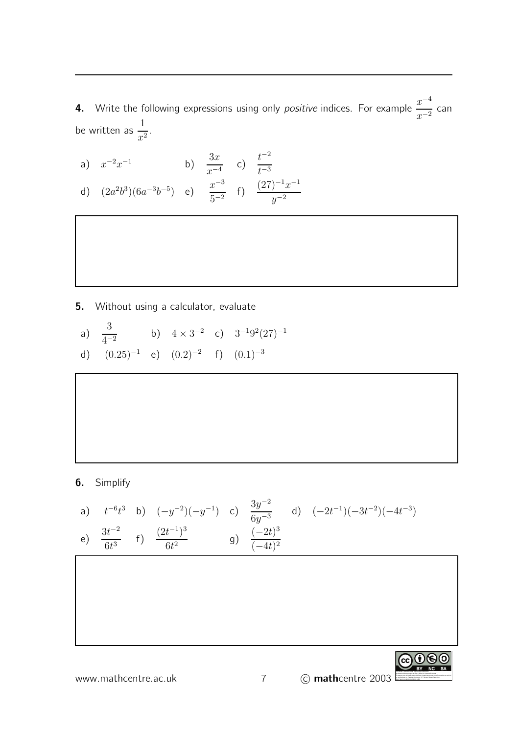**4.** Write the following expressions using only *positive* indices. For example $\frac{x^{-4}}{x^{-2}}$ can be written as $\frac{1}{x^2}$.

a) $x^{-2}x^{-1}$ b) $\frac{3x}{x^{-4}}$ c) $\frac{t^{-2}}{t^{-3}}$

d) $(2a^2b^3)(6a^{-3}b^{-5})$ e) $\frac{x^{-3}}{5^{-2}}$ f) $\frac{(27)^{-1}x^{-1}}{y^{-2}}$

**5.** Without using a calculator, evaluate

a) $\frac{3}{4^{-2}}$ b) $4 \times 3^{-2}$ c) $3^{-1}9^2(27)^{-1}$

d) $(0.25)^{-1}$ e) $(0.2)^{-2}$ f) $(0.1)^{-3}$

**6.** Simplify

a) $t^{-6}t^3$ b) $(-y^{-2})(-y^{-1})$ c) $\frac{3y^{-2}}{6y^{-3}}$ d) $(-2t^{-1})(-3t^{-2})(-4t^{-3})$

e) $\frac{3t^{-2}}{6t^3}$ f) $\frac{(2t^{-1})^3}{6t^2}$ g) $\frac{(-2t)^3}{(-4t)^2}$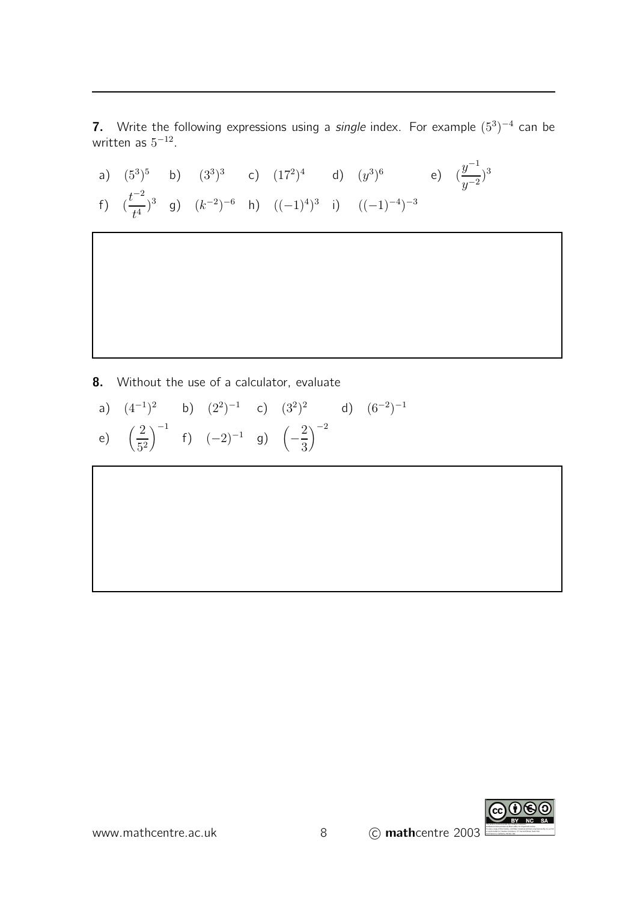**7.** Write the following expressions using a *single* index. For example $(5^3)^{-4}$ can be written as $5^{-12}$.

a) $(5^3)^5$ b) $(3^3)^3$ c) $(17^2)^4$ d) $(y^3)^6$ e) $(\frac{y^{-1}}{y^{-2}})^3$

f) $(\frac{t^{-2}}{t^4})^3$ g) $(k^{-2})^{-6}$ h) $((-1)^4)^3$ i) $((-1)^{-4})^{-3}$

**8.** Without the use of a calculator, evaluate

a) $(4^{-1})^2$ b) $(2^2)^{-1}$ c) $(3^2)^2$ d) $(6^{-2})^{-1}$

e) $\left(\frac{2}{5^2}\right)^{-1}$ f) $(-2)^{-1}$ g) $\left(-\frac{2}{3}\right)^{-2}$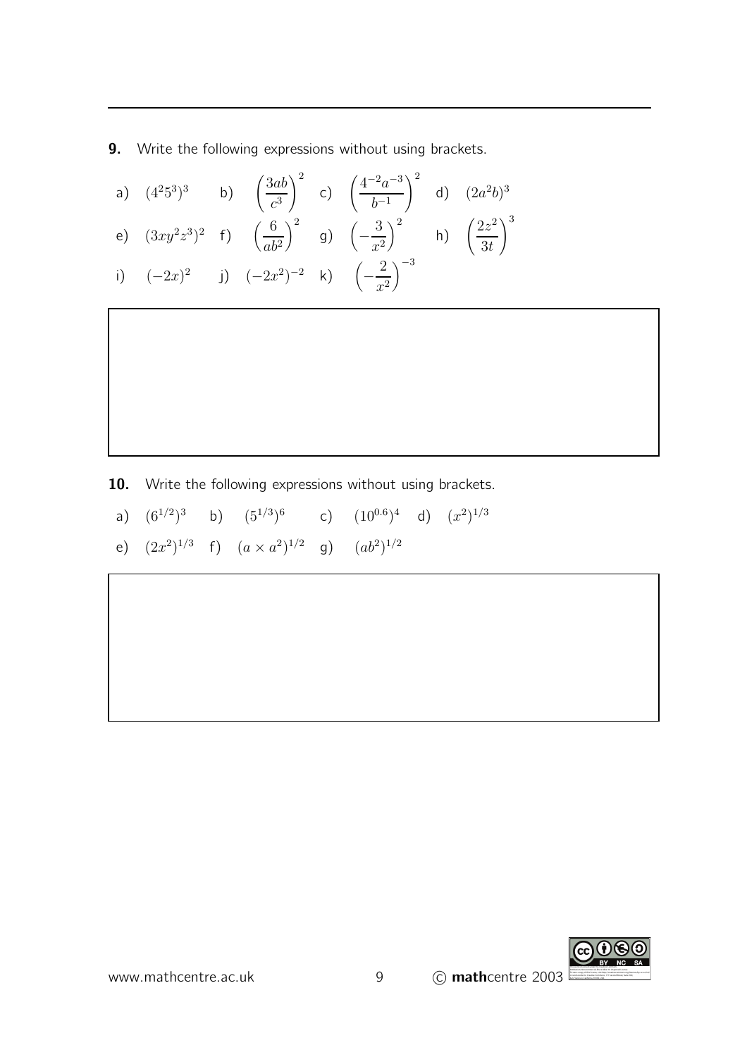**9.** Write the following expressions without using brackets.

a) $(4^2 5^3)^3$ b) $\left(\dfrac{3ab}{c^3}\right)^2$ c) $\left(\dfrac{4^{-2}a^{-3}}{b^{-1}}\right)^2$ d) $(2a^2b)^3$

e) $(3xy^2z^3)^2$ f) $\left(\dfrac{6}{ab^2}\right)^2$ g) $\left(-\dfrac{3}{x^2}\right)^2$ h) $\left(\dfrac{2z^2}{3t}\right)^3$

i) $(-2x)^2$ j) $(-2x^2)^{-2}$ k) $\left(-\dfrac{2}{x^2}\right)^{-3}$

**10.** Write the following expressions without using brackets.

a) $(6^{1/2})^3$ b) $(5^{1/3})^6$ c) $(10^{0.6})^4$ d) $(x^2)^{1/3}$

e) $(2x^2)^{1/3}$ f) $(a \times a^2)^{1/2}$ g) $(ab^2)^{1/2}$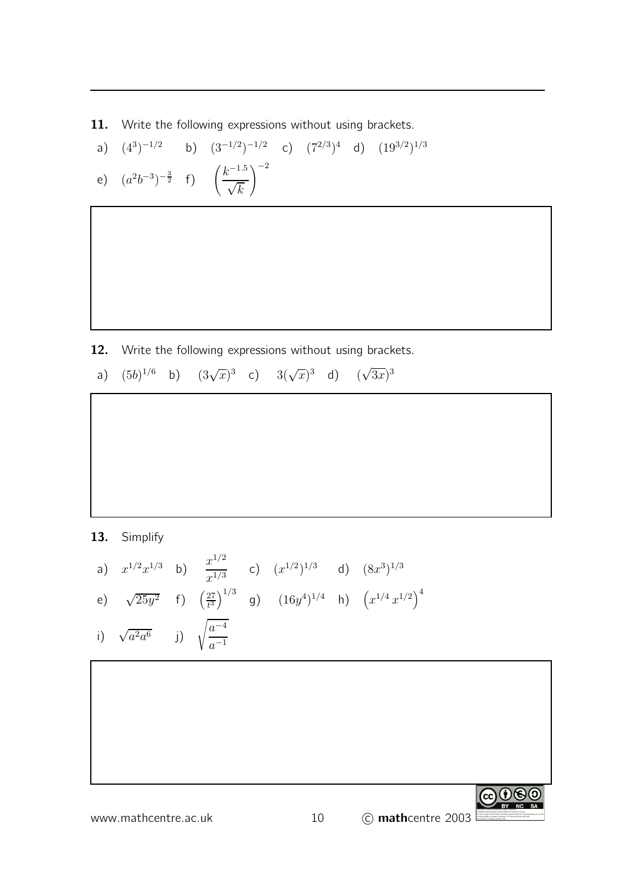**11.** Write the following expressions without using brackets.

a) $(4^3)^{-1/2}$ b) $(3^{-1/2})^{-1/2}$ c) $(7^{2/3})^4$ d) $(19^{3/2})^{1/3}$

e) $(a^2b^{-3})^{-\frac{3}{2}}$ f) $\left(\dfrac{k^{-1.5}}{\sqrt{k}}\right)^{-2}$

**12.** Write the following expressions without using brackets.

a) $(5b)^{1/6}$ b) $(3\sqrt{x})^3$ c) $3(\sqrt{x})^3$ d) $(\sqrt{3x})^3$

**13.** Simplify

a) $x^{1/2}x^{1/3}$ b) $\dfrac{x^{1/2}}{x^{1/3}}$ c) $(x^{1/2})^{1/3}$ d) $(8x^3)^{1/3}$

e) $\sqrt{25y^2}$ f) $\left(\frac{27}{t^3}\right)^{1/3}$ g) $(16y^4)^{1/4}$ h) $\left(x^{1/4}\,x^{1/2}\right)^4$

i) $\sqrt{a^2a^6}$ j) $\sqrt{\dfrac{a^{-4}}{a^{-1}}}$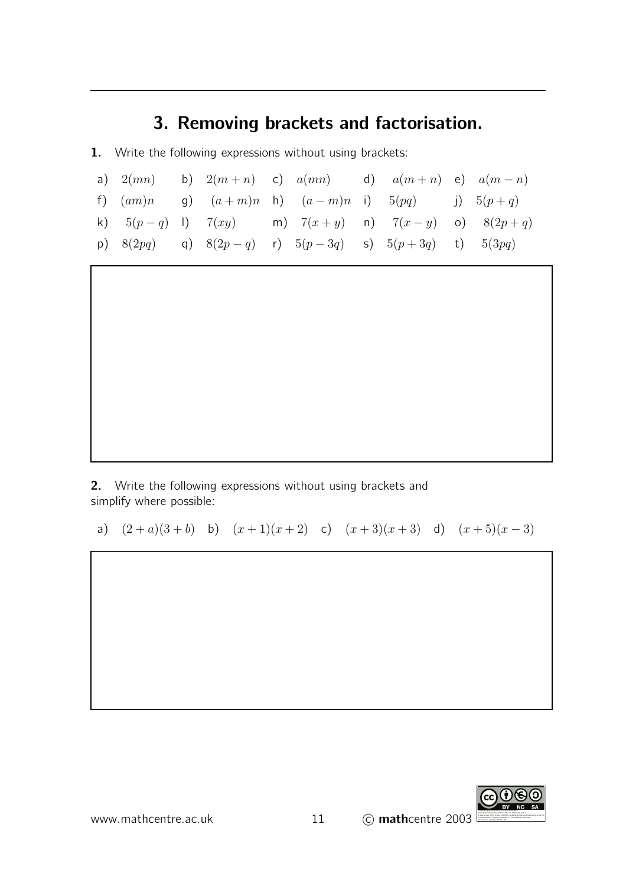# 3. Removing brackets and factorisation.

**1.** Write the following expressions without using brackets:

a) $2(mn)$ b) $2(m+n)$ c) $a(mn)$ d) $a(m+n)$ e) $a(m-n)$

f) $(am)n$ g) $(a+m)n$ h) $(a-m)n$ i) $5(pq)$ j) $5(p+q)$

k) $5(p-q)$ l) $7(xy)$ m) $7(x+y)$ n) $7(x-y)$ o) $8(2p+q)$

p) $8(2pq)$ q) $8(2p-q)$ r) $5(p-3q)$ s) $5(p+3q)$ t) $5(3pq)$

**2.** Write the following expressions without using brackets and simplify where possible:

a) $(2+a)(3+b)$ b) $(x+1)(x+2)$ c) $(x+3)(x+3)$ d) $(x+5)(x-3)$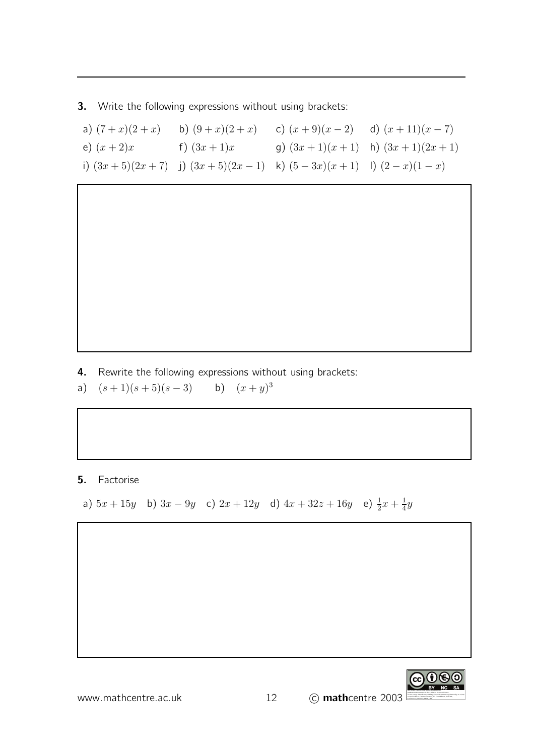**3.** Write the following expressions without using brackets:

a) $(7+x)(2+x)$ b) $(9+x)(2+x)$ c) $(x+9)(x-2)$ d) $(x+11)(x-7)$

e) $(x+2)x$ f) $(3x+1)x$ g) $(3x+1)(x+1)$ h) $(3x+1)(2x+1)$

i) $(3x+5)(2x+7)$ j) $(3x+5)(2x-1)$ k) $(5-3x)(x+1)$ l) $(2-x)(1-x)$

**4.** Rewrite the following expressions without using brackets:

a) $(s+1)(s+5)(s-3)$ b) $(x+y)^3$

**5.** Factorise

a) $5x+15y$ b) $3x-9y$ c) $2x+12y$ d) $4x+32z+16y$ e) $\frac{1}{2}x+\frac{1}{4}y$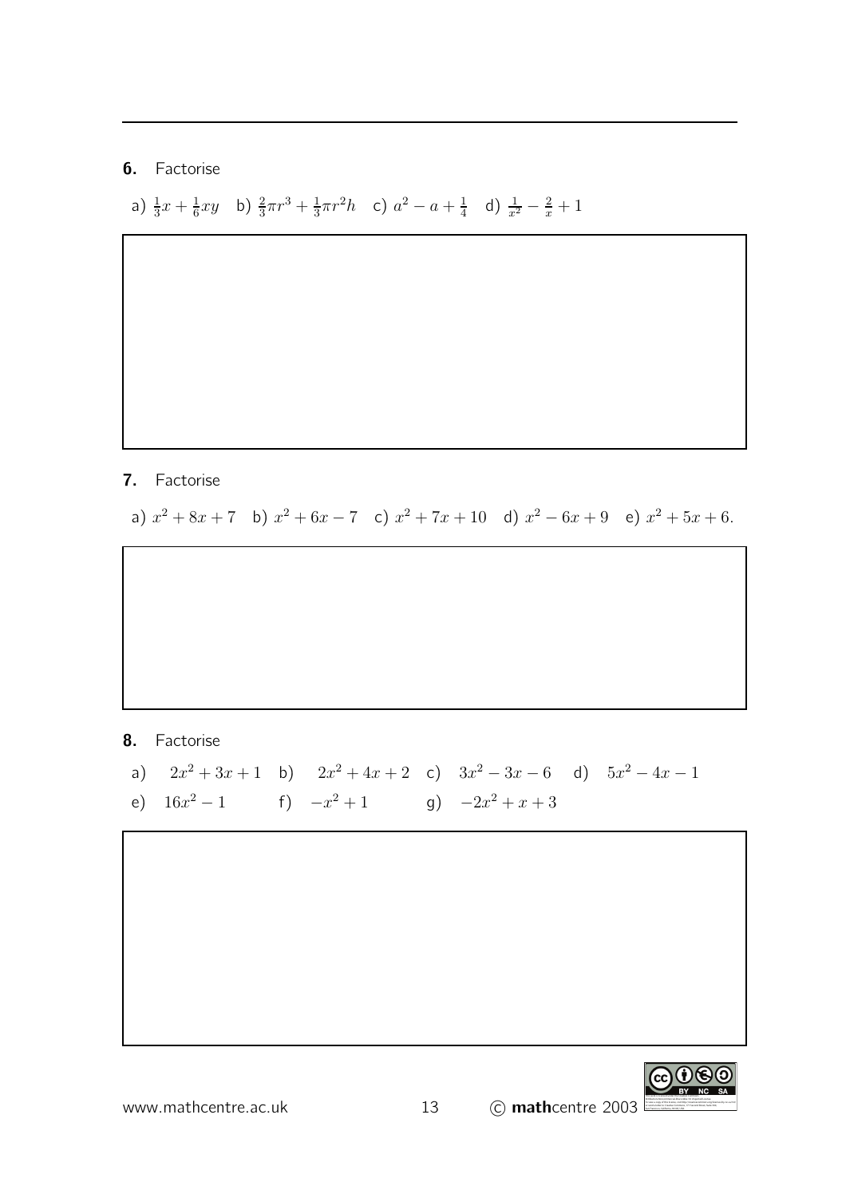**6.** Factorise

a) $\frac{1}{3}x + \frac{1}{6}xy$ b) $\frac{2}{3}\pi r^3 + \frac{1}{3}\pi r^2 h$ c) $a^2 - a + \frac{1}{4}$ d) $\frac{1}{x^2} - \frac{2}{x} + 1$

**7.** Factorise

a) $x^2 + 8x + 7$ b) $x^2 + 6x - 7$ c) $x^2 + 7x + 10$ d) $x^2 - 6x + 9$ e) $x^2 + 5x + 6$.

**8.** Factorise

a) $2x^2 + 3x + 1$ b) $2x^2 + 4x + 2$ c) $3x^2 - 3x - 6$ d) $5x^2 - 4x - 1$

e) $16x^2 - 1$ f) $-x^2 + 1$ g) $-2x^2 + x + 3$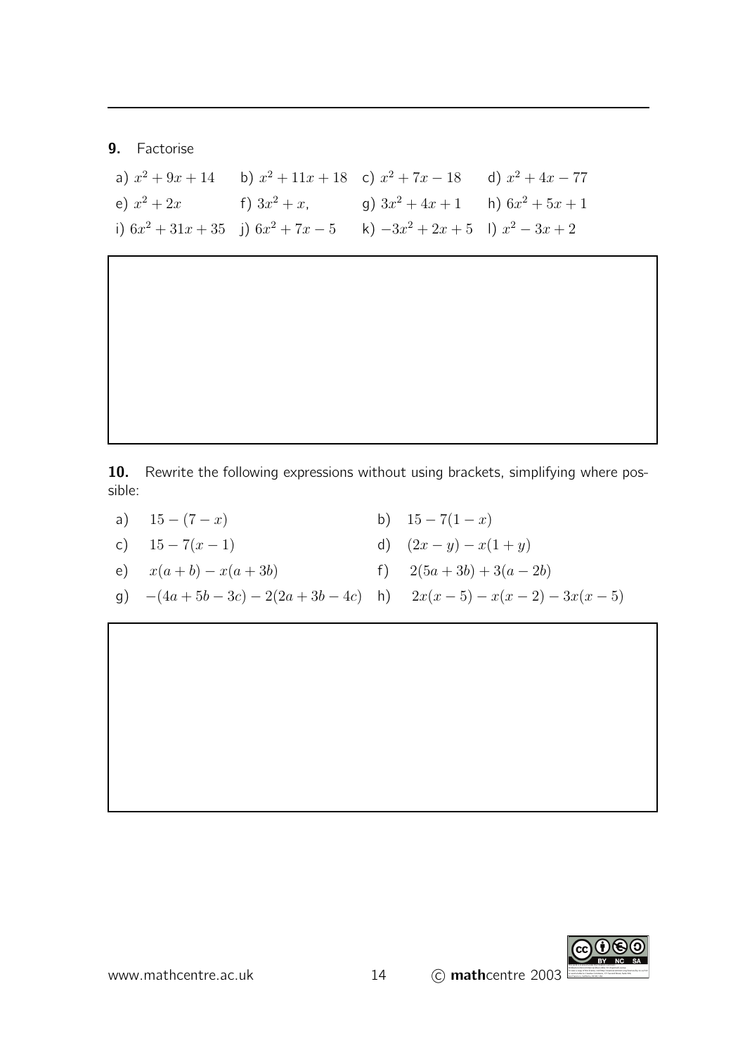**9.** Factorise

a) $x^2 + 9x + 14$ b) $x^2 + 11x + 18$ c) $x^2 + 7x - 18$ d) $x^2 + 4x - 77$

e) $x^2 + 2x$ f) $3x^2 + x,$ g) $3x^2 + 4x + 1$ h) $6x^2 + 5x + 1$

i) $6x^2 + 31x + 35$ j) $6x^2 + 7x - 5$ k) $-3x^2 + 2x + 5$ l) $x^2 - 3x + 2$

**10.** Rewrite the following expressions without using brackets, simplifying where possible:

a) $15 - (7 - x)$

b) $15 - 7(1 - x)$

c) $15 - 7(x - 1)$

d) $(2x - y) - x(1 + y)$

e) $x(a + b) - x(a + 3b)$

f) $2(5a + 3b) + 3(a - 2b)$

g) $-(4a + 5b - 3c) - 2(2a + 3b - 4c)$

h) $2x(x - 5) - x(x - 2) - 3x(x - 5)$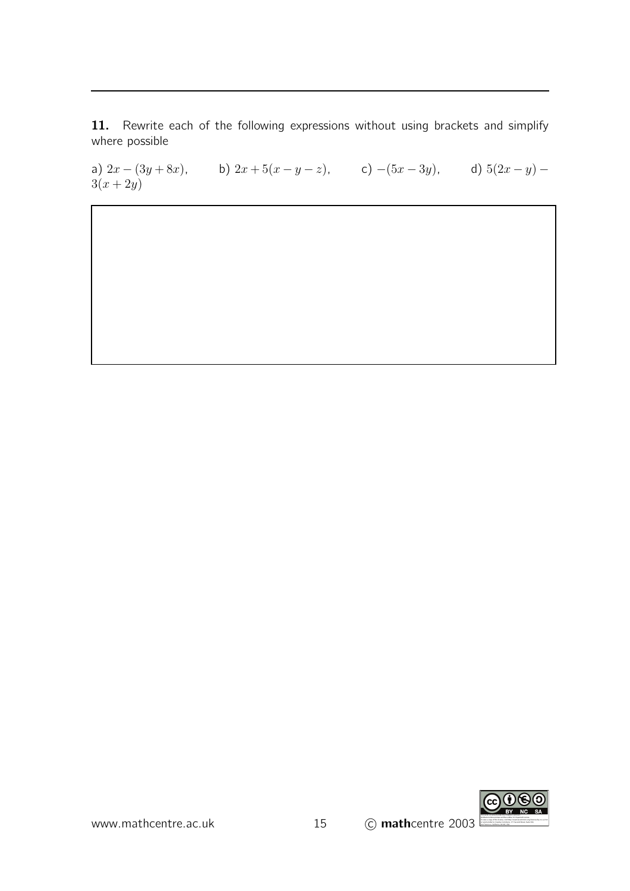**11.** Rewrite each of the following expressions without using brackets and simplify where possible

a) $2x - (3y + 8x)$, b) $2x + 5(x - y - z)$, c) $-(5x - 3y)$, d) $5(2x - y) - 3(x + 2y)$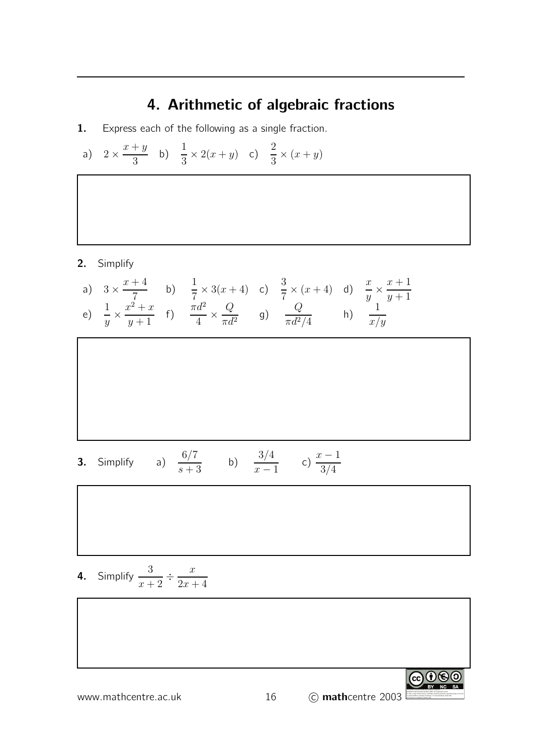# 4. Arithmetic of algebraic fractions

**1.** Express each of the following as a single fraction.

a) $2 \times \dfrac{x+y}{3}$ b) $\dfrac{1}{3} \times 2(x+y)$ c) $\dfrac{2}{3} \times (x+y)$

**2.** Simplify

a) $3 \times \dfrac{x+4}{7}$ b) $\dfrac{1}{7} \times 3(x+4)$ c) $\dfrac{3}{7} \times (x+4)$ d) $\dfrac{x}{y} \times \dfrac{x+1}{y+1}$

e) $\dfrac{1}{y} \times \dfrac{x^2+x}{y+1}$ f) $\dfrac{\pi d^2}{4} \times \dfrac{Q}{\pi d^2}$ g) $\dfrac{Q}{\pi d^2/4}$ h) $\dfrac{1}{x/y}$

**3.** Simplify a) $\dfrac{6/7}{s+3}$ b) $\dfrac{3/4}{x-1}$ c) $\dfrac{x-1}{3/4}$

**4.** Simplify $\dfrac{3}{x+2} \div \dfrac{x}{2x+4}$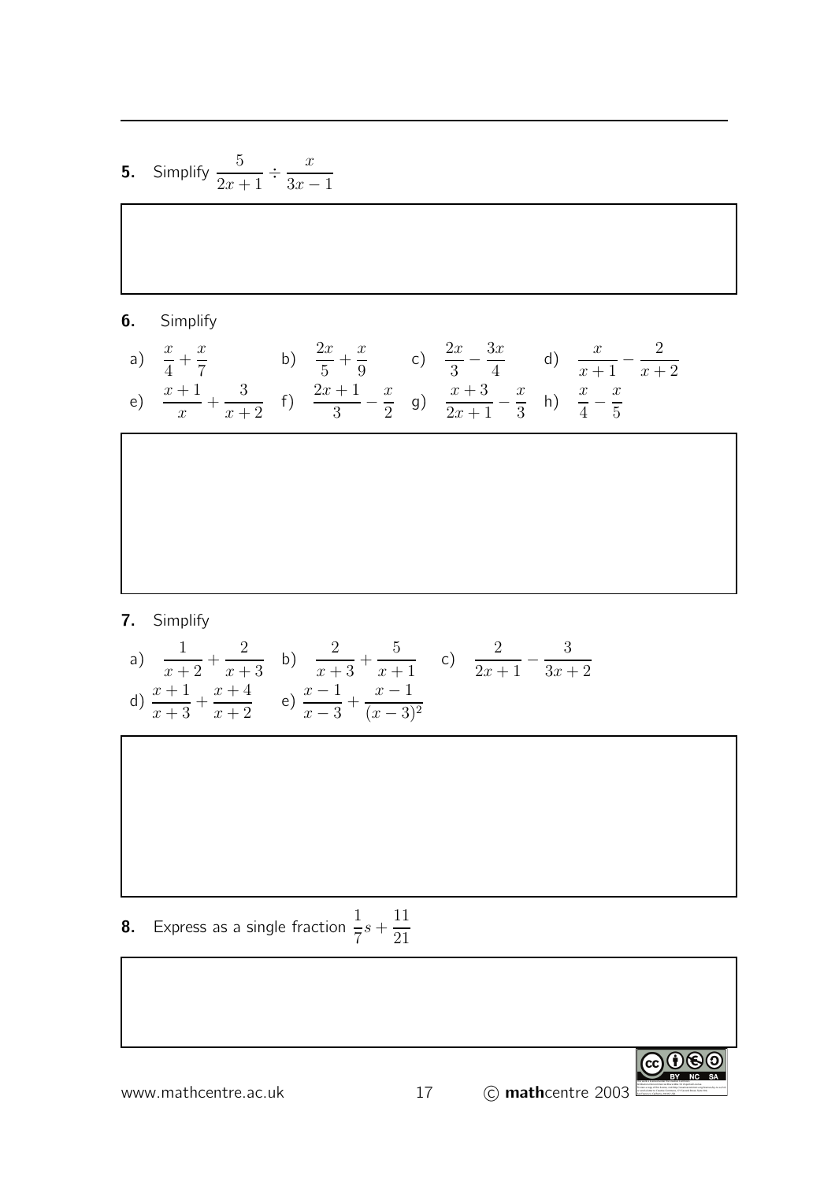**5.** Simplify $\dfrac{5}{2x+1} \div \dfrac{x}{3x-1}$

**6.** Simplify

a) $\dfrac{x}{4} + \dfrac{x}{7}$ b) $\dfrac{2x}{5} + \dfrac{x}{9}$ c) $\dfrac{2x}{3} - \dfrac{3x}{4}$ d) $\dfrac{x}{x+1} - \dfrac{2}{x+2}$

e) $\dfrac{x+1}{x} + \dfrac{3}{x+2}$ f) $\dfrac{2x+1}{3} - \dfrac{x}{2}$ g) $\dfrac{x+3}{2x+1} - \dfrac{x}{3}$ h) $\dfrac{x}{4} - \dfrac{x}{5}$

**7.** Simplify

a) $\dfrac{1}{x+2} + \dfrac{2}{x+3}$ b) $\dfrac{2}{x+3} + \dfrac{5}{x+1}$ c) $\dfrac{2}{2x+1} - \dfrac{3}{3x+2}$

d) $\dfrac{x+1}{x+3} + \dfrac{x+4}{x+2}$ e) $\dfrac{x-1}{x-3} + \dfrac{x-1}{(x-3)^2}$

**8.** Express as a single fraction $\dfrac{1}{7}s + \dfrac{11}{21}$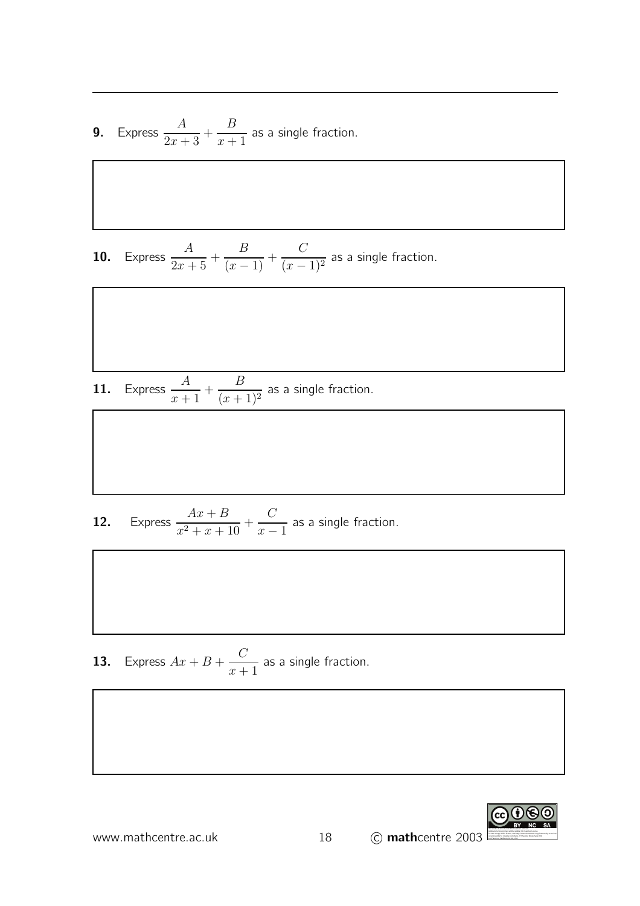**9.** Express $\dfrac{A}{2x+3} + \dfrac{B}{x+1}$ as a single fraction.

**10.** Express $\dfrac{A}{2x+5} + \dfrac{B}{(x-1)} + \dfrac{C}{(x-1)^2}$ as a single fraction.

**11.** Express $\dfrac{A}{x+1} + \dfrac{B}{(x+1)^2}$ as a single fraction.

**12.** Express $\dfrac{Ax+B}{x^2+x+10} + \dfrac{C}{x-1}$ as a single fraction.

**13.** Express $Ax + B + \dfrac{C}{x+1}$ as a single fraction.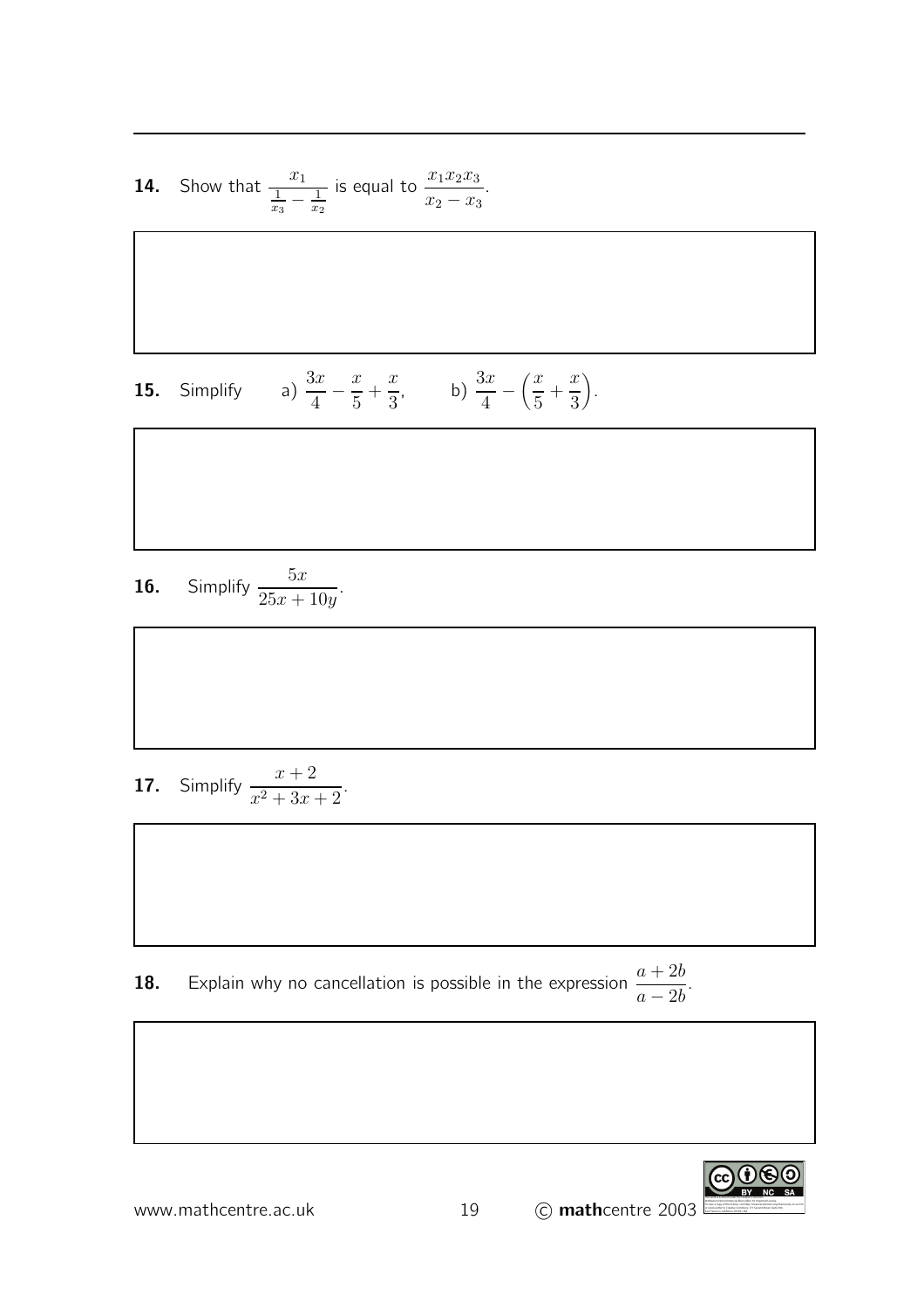**14.** Show that $\dfrac{x_1}{\frac{1}{x_3} - \frac{1}{x_2}}$ is equal to $\dfrac{x_1 x_2 x_3}{x_2 - x_3}$.

**15.** Simplify a) $\dfrac{3x}{4} - \dfrac{x}{5} + \dfrac{x}{3}$, b) $\dfrac{3x}{4} - \left(\dfrac{x}{5} + \dfrac{x}{3}\right)$.

**16.** Simplify $\dfrac{5x}{25x + 10y}$.

**17.** Simplify $\dfrac{x+2}{x^2 + 3x + 2}$.

**18.** Explain why no cancellation is possible in the expression $\dfrac{a + 2b}{a - 2b}$.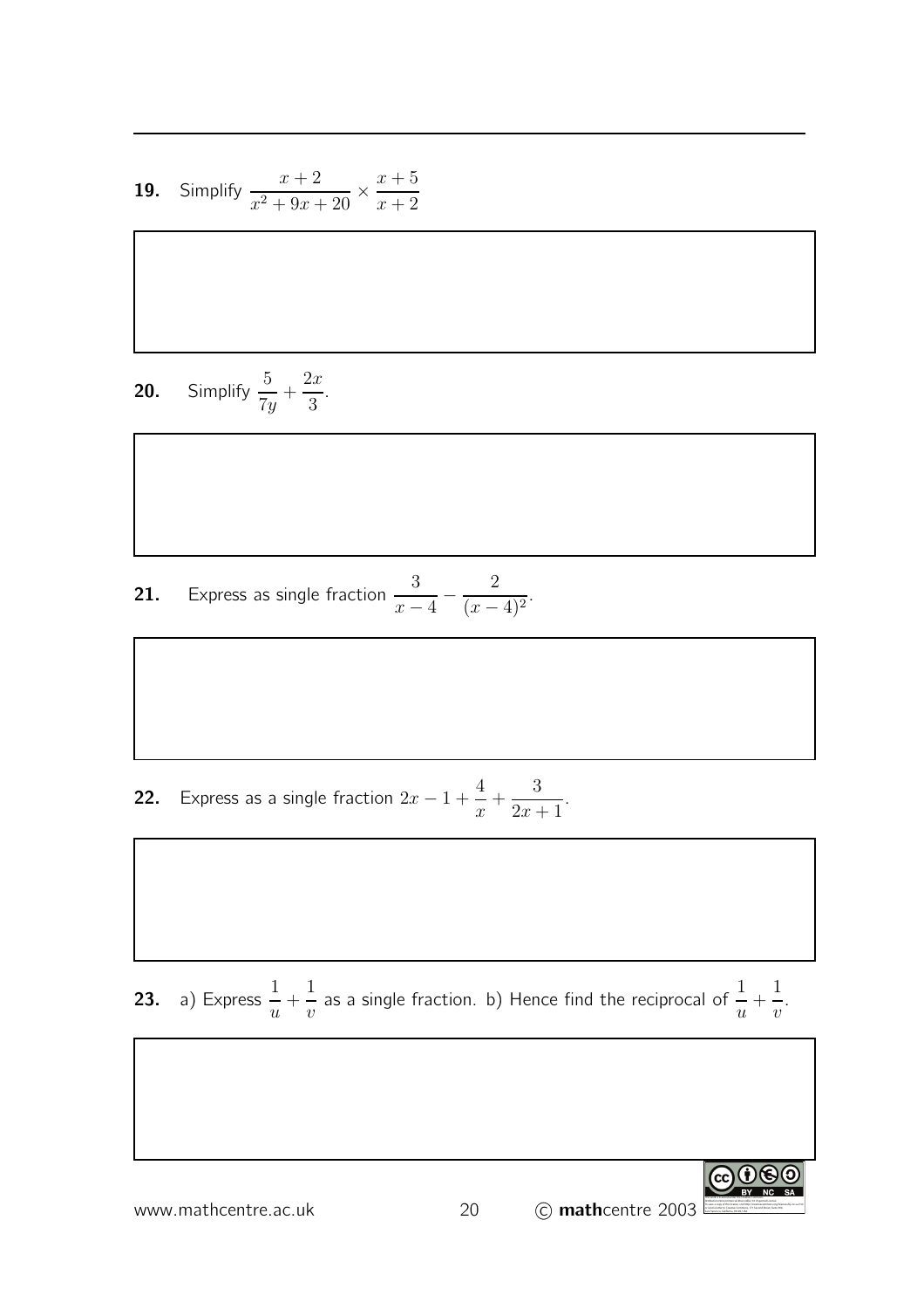**19.** Simplify $\dfrac{x+2}{x^2+9x+20} \times \dfrac{x+5}{x+2}$

**20.** Simplify $\dfrac{5}{7y} + \dfrac{2x}{3}$.

**21.** Express as single fraction $\dfrac{3}{x-4} - \dfrac{2}{(x-4)^2}$.

**22.** Express as a single fraction $2x - 1 + \dfrac{4}{x} + \dfrac{3}{2x+1}$.

**23.** a) Express $\dfrac{1}{u} + \dfrac{1}{v}$ as a single fraction. b) Hence find the reciprocal of $\dfrac{1}{u} + \dfrac{1}{v}$.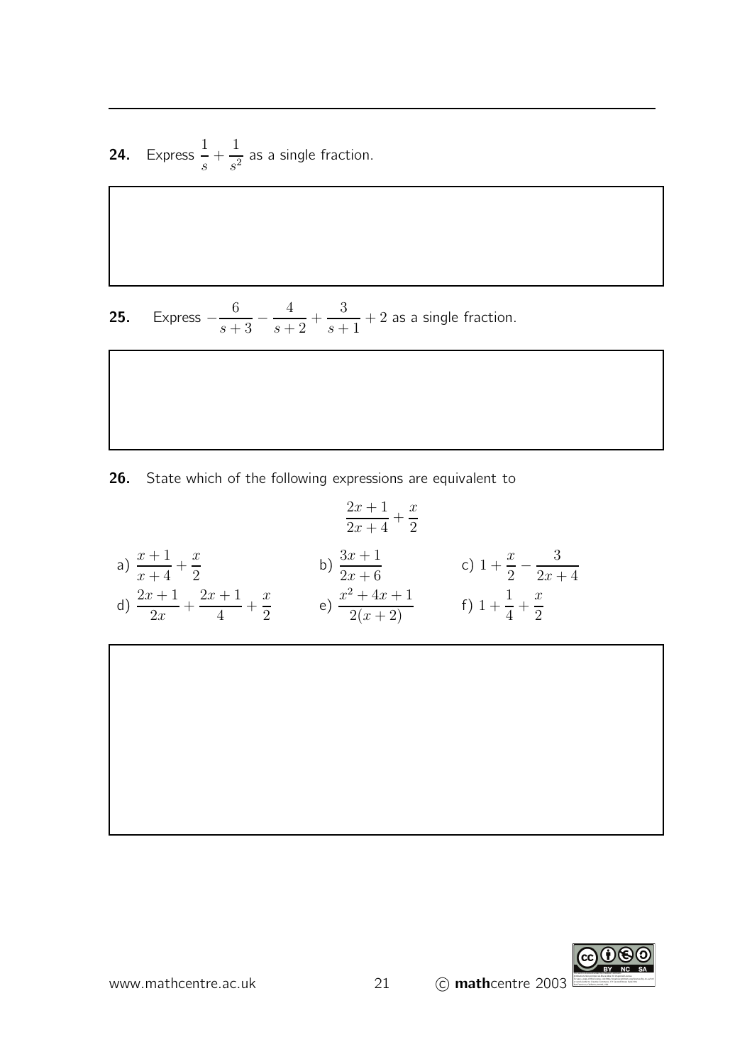**24.** Express $\dfrac{1}{s} + \dfrac{1}{s^2}$ as a single fraction.

**25.** Express $-\dfrac{6}{s+3} - \dfrac{4}{s+2} + \dfrac{3}{s+1} + 2$ as a single fraction.

**26.** State which of the following expressions are equivalent to

$$\frac{2x+1}{2x+4} + \frac{x}{2}$$

a) $\dfrac{x+1}{x+4} + \dfrac{x}{2}$

b) $\dfrac{3x+1}{2x+6}$

c) $1 + \dfrac{x}{2} - \dfrac{3}{2x+4}$

d) $\dfrac{2x+1}{2x} + \dfrac{2x+1}{4} + \dfrac{x}{2}$

e) $\dfrac{x^2+4x+1}{2(x+2)}$

f) $1 + \dfrac{1}{4} + \dfrac{x}{2}$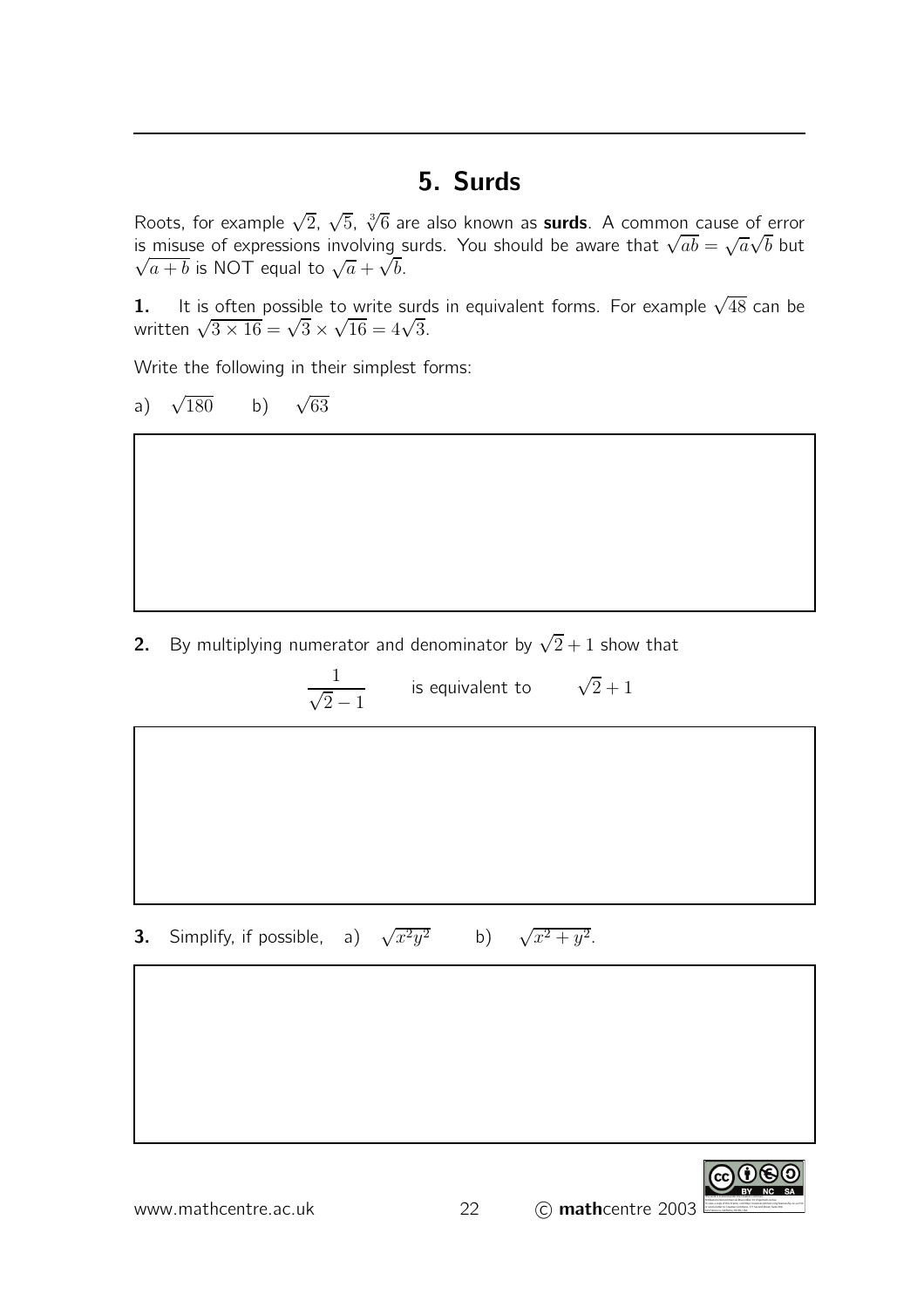# 5. Surds

Roots, for example $\sqrt{2}$, $\sqrt{5}$, $\sqrt[3]{6}$ are also known as **surds**. A common cause of error is misuse of expressions involving surds. You should be aware that $\sqrt{ab} = \sqrt{a}\sqrt{b}$ but $\sqrt{a+b}$ is NOT equal to $\sqrt{a} + \sqrt{b}$.

**1.** It is often possible to write surds in equivalent forms. For example $\sqrt{48}$ can be written $\sqrt{3 \times 16} = \sqrt{3} \times \sqrt{16} = 4\sqrt{3}$.

Write the following in their simplest forms:

a) $\sqrt{180}$ b) $\sqrt{63}$

**2.** By multiplying numerator and denominator by $\sqrt{2} + 1$ show that

$$\frac{1}{\sqrt{2} - 1} \qquad \text{is equivalent to} \qquad \sqrt{2} + 1$$

**3.** Simplify, if possible, a) $\sqrt{x^2 y^2}$ b) $\sqrt{x^2 + y^2}$.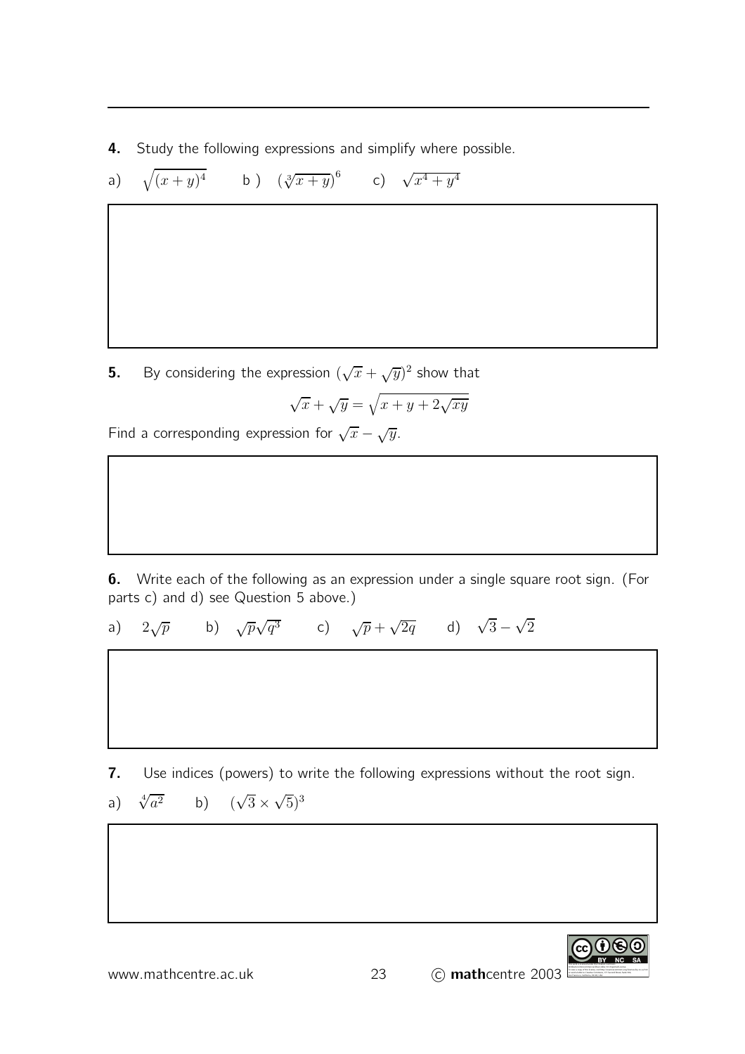**4.** Study the following expressions and simplify where possible.

a) $\sqrt{(x+y)^4}$ b ) $\left(\sqrt[3]{x+y}\right)^6$ c) $\sqrt{x^4+y^4}$

**5.** By considering the expression $(\sqrt{x}+\sqrt{y})^2$ show that

$$\sqrt{x}+\sqrt{y} = \sqrt{x+y+2\sqrt{xy}}$$

Find a corresponding expression for $\sqrt{x}-\sqrt{y}$.

**6.** Write each of the following as an expression under a single square root sign. (For parts c) and d) see Question 5 above.)

a) $2\sqrt{p}$ b) $\sqrt{p}\sqrt{q^3}$ c) $\sqrt{p}+\sqrt{2q}$ d) $\sqrt{3}-\sqrt{2}$

**7.** Use indices (powers) to write the following expressions without the root sign.

a) $\sqrt[4]{a^2}$ b) $(\sqrt{3}\times\sqrt{5})^3$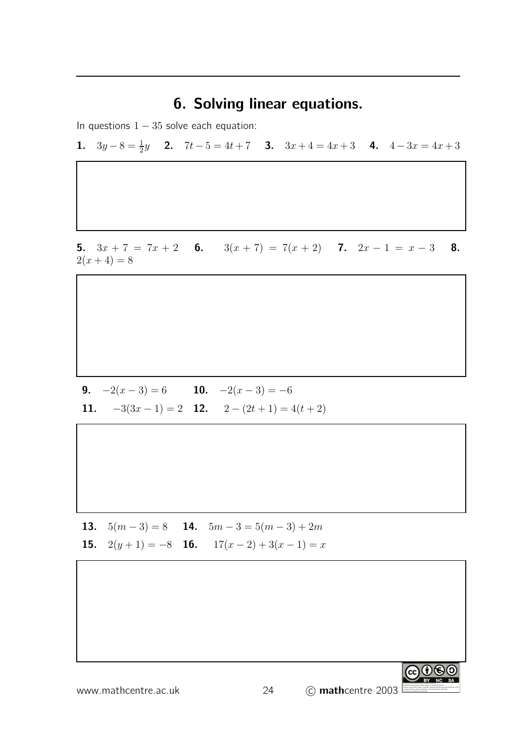## 6. Solving linear equations.

In questions $1-35$ solve each equation:

**1.** $3y-8=\frac{1}{2}y$ **2.** $7t-5=4t+7$ **3.** $3x+4=4x+3$ **4.** $4-3x=4x+3$

**5.** $3x+7=7x+2$ **6.** $3(x+7)=7(x+2)$ **7.** $2x-1=x-3$ **8.** $2(x+4)=8$

**9.** $-2(x-3)=6$ **10.** $-2(x-3)=-6$

**11.** $-3(3x-1)=2$ **12.** $2-(2t+1)=4(t+2)$

**13.** $5(m-3)=8$ **14.** $5m-3=5(m-3)+2m$

**15.** $2(y+1)=-8$ **16.** $17(x-2)+3(x-1)=x$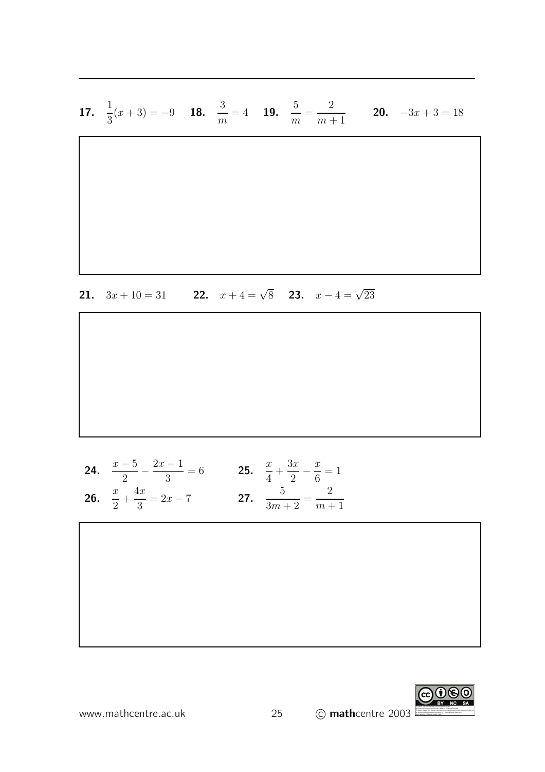**17.** $\frac{1}{3}(x+3) = -9$ **18.** $\frac{3}{m} = 4$ **19.** $\frac{5}{m} = \frac{2}{m+1}$ **20.** $-3x + 3 = 18$

**21.** $3x + 10 = 31$ **22.** $x + 4 = \sqrt{8}$ **23.** $x - 4 = \sqrt{23}$

**24.** $\frac{x-5}{2} - \frac{2x-1}{3} = 6$ **25.** $\frac{x}{4} + \frac{3x}{2} - \frac{x}{6} = 1$

**26.** $\frac{x}{2} + \frac{4x}{3} = 2x - 7$ **27.** $\frac{5}{3m+2} = \frac{2}{m+1}$

www.mathcentre.ac.uk © **math**centre 2003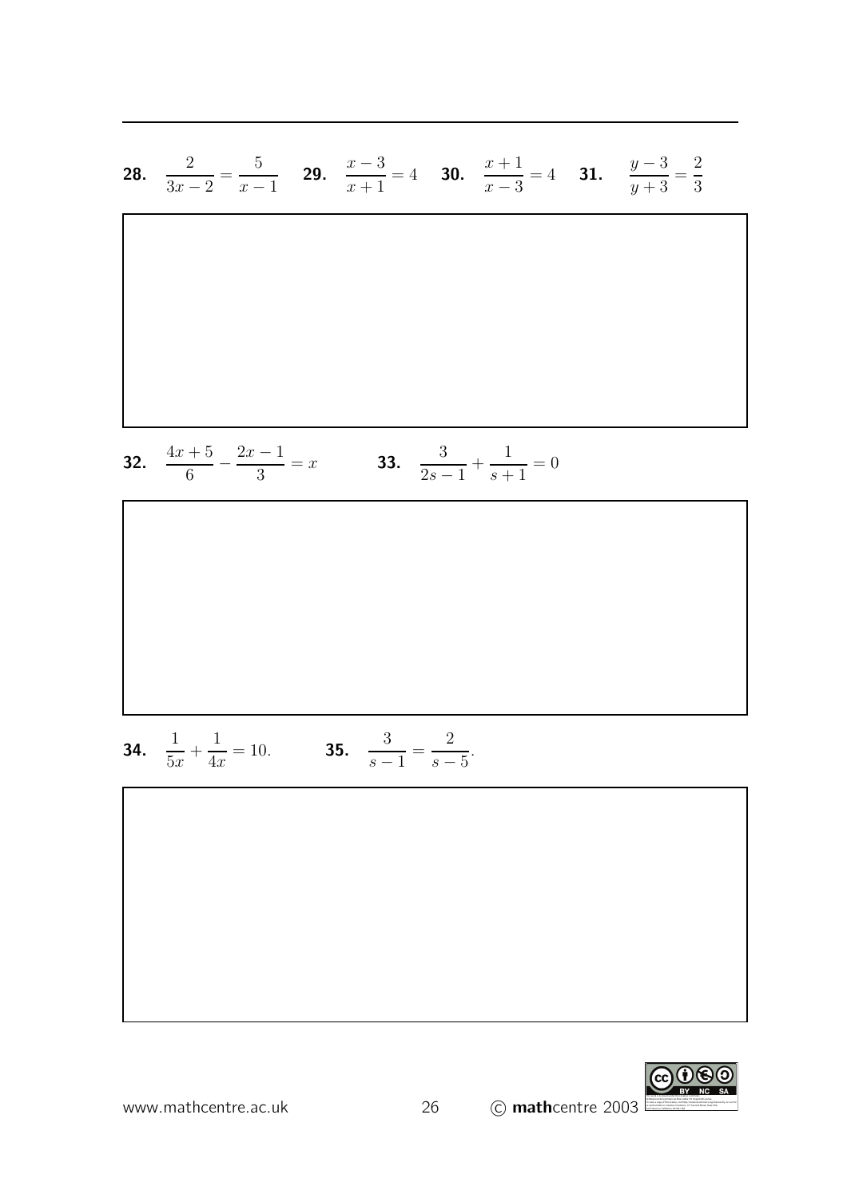**28.** $\dfrac{2}{3x-2} = \dfrac{5}{x-1}$ **29.** $\dfrac{x-3}{x+1} = 4$ **30.** $\dfrac{x+1}{x-3} = 4$ **31.** $\dfrac{y-3}{y+3} = \dfrac{2}{3}$

**32.** $\dfrac{4x+5}{6} - \dfrac{2x-1}{3} = x$ **33.** $\dfrac{3}{2s-1} + \dfrac{1}{s+1} = 0$

**34.** $\dfrac{1}{5x} + \dfrac{1}{4x} = 10.$ **35.** $\dfrac{3}{s-1} = \dfrac{2}{s-5}.$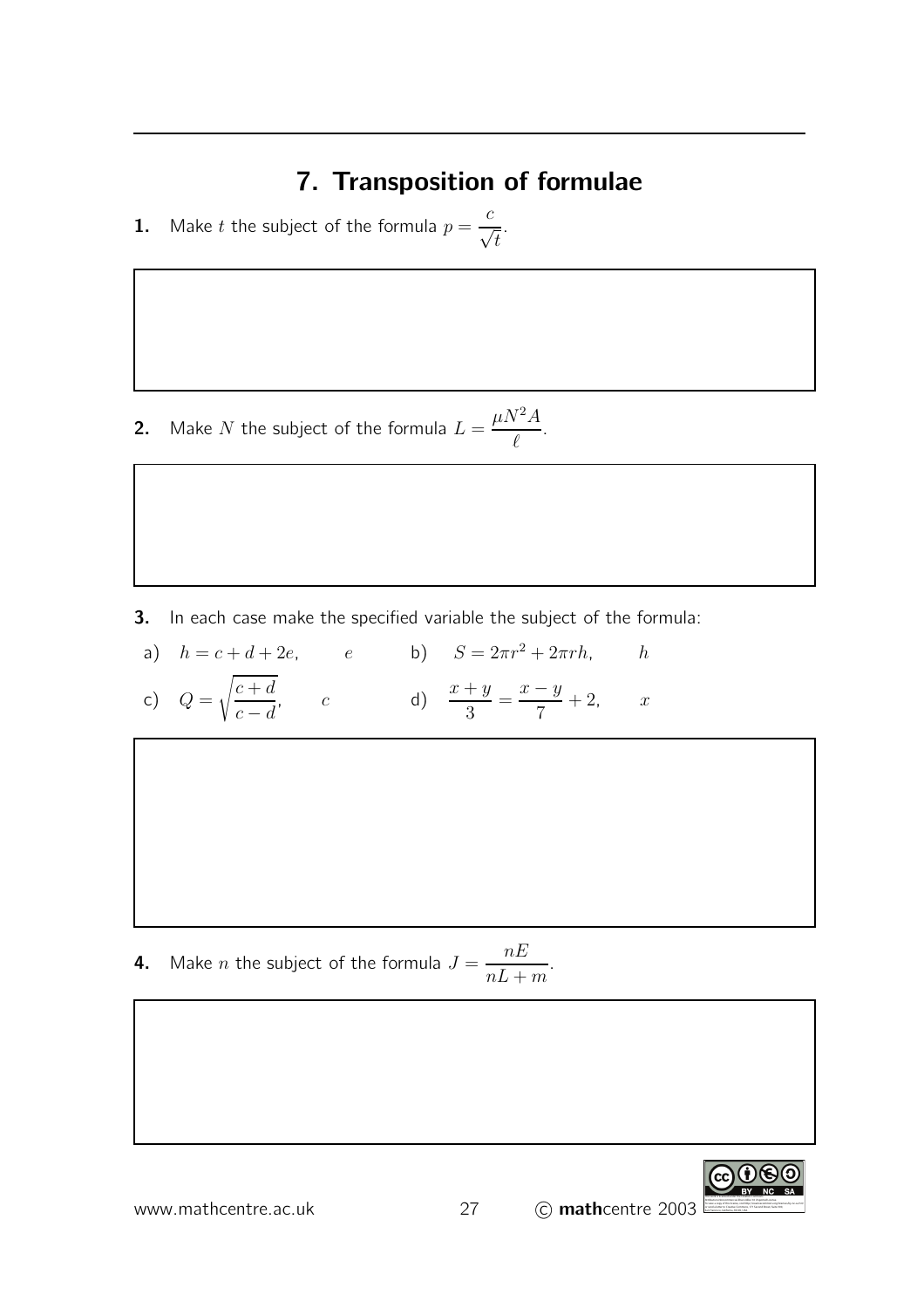## 7. Transposition of formulae

**1.** Make $t$ the subject of the formula $p = \dfrac{c}{\sqrt{t}}$.

**2.** Make $N$ the subject of the formula $L = \dfrac{\mu N^2 A}{\ell}$.

**3.** In each case make the specified variable the subject of the formula:

a) $h = c + d + 2e, \qquad e$

b) $S = 2\pi r^2 + 2\pi r h, \qquad h$

c) $Q = \sqrt{\dfrac{c+d}{c-d}}, \qquad c$

d) $\dfrac{x+y}{3} = \dfrac{x-y}{7} + 2, \qquad x$

**4.** Make $n$ the subject of the formula $J = \dfrac{nE}{nL + m}$.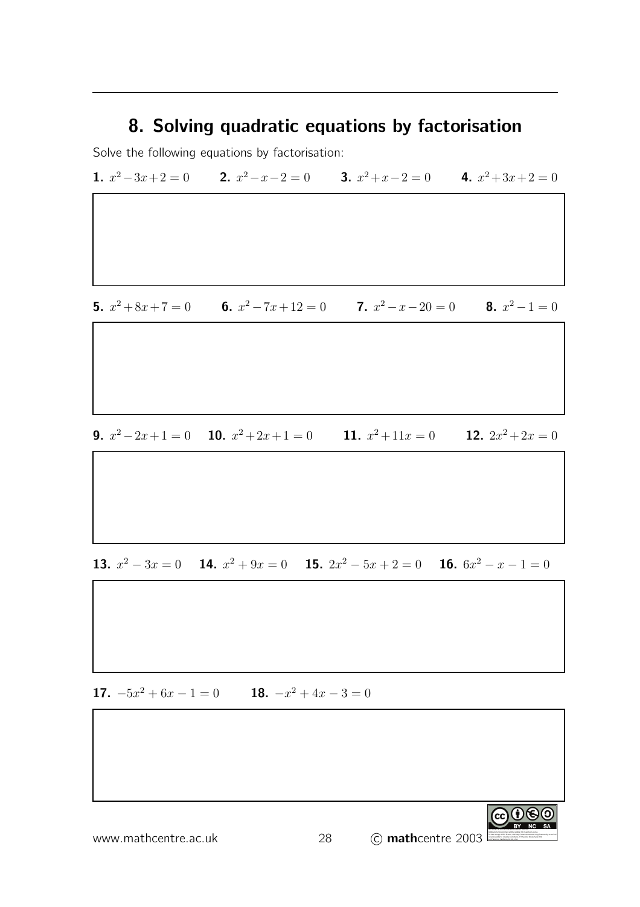# 8. Solving quadratic equations by factorisation

Solve the following equations by factorisation:

**1.** $x^2-3x+2=0$ **2.** $x^2-x-2=0$ **3.** $x^2+x-2=0$ **4.** $x^2+3x+2=0$

**5.** $x^2+8x+7=0$ **6.** $x^2-7x+12=0$ **7.** $x^2-x-20=0$ **8.** $x^2-1=0$

**9.** $x^2-2x+1=0$ **10.** $x^2+2x+1=0$ **11.** $x^2+11x=0$ **12.** $2x^2+2x=0$

**13.** $x^2-3x=0$ **14.** $x^2+9x=0$ **15.** $2x^2-5x+2=0$ **16.** $6x^2-x-1=0$

**17.** $-5x^2+6x-1=0$ **18.** $-x^2+4x-3=0$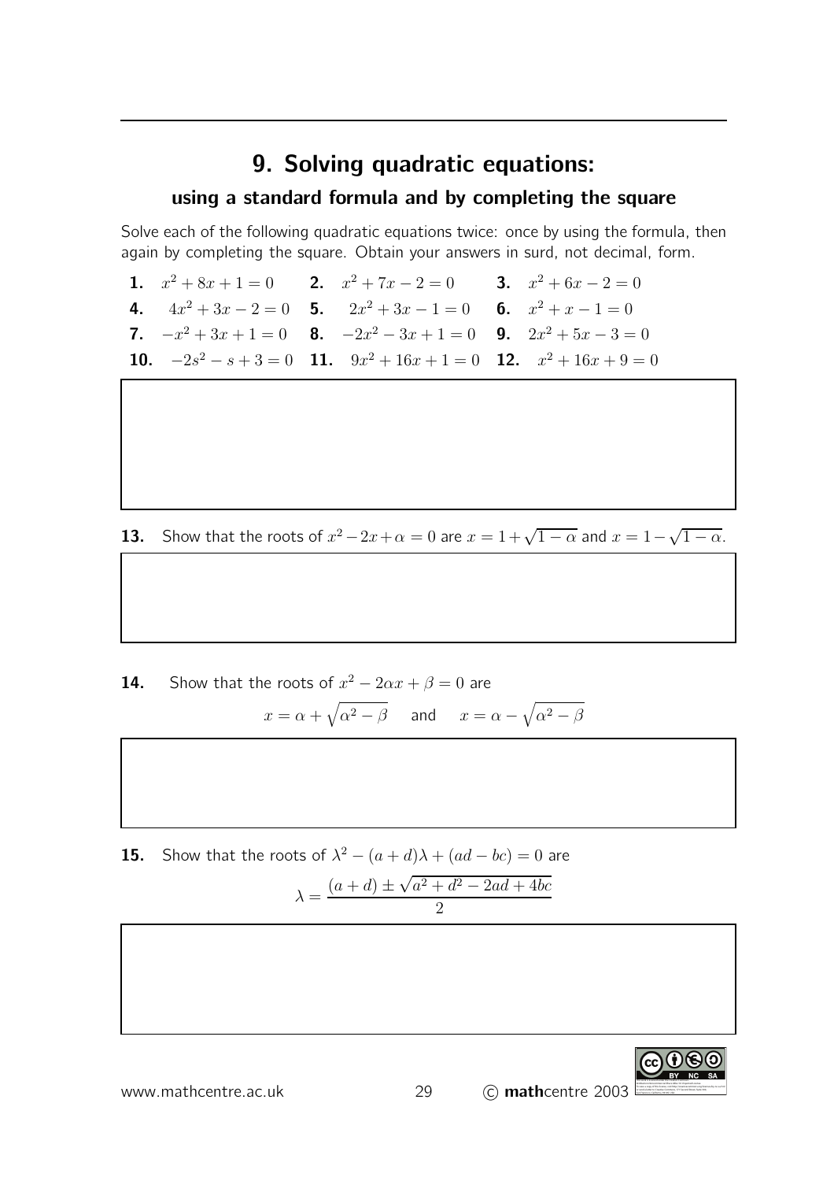# 9. Solving quadratic equations:

## using a standard formula and by completing the square

Solve each of the following quadratic equations twice: once by using the formula, then again by completing the square. Obtain your answers in surd, not decimal, form.

**1.** $x^2 + 8x + 1 = 0$ **2.** $x^2 + 7x - 2 = 0$ **3.** $x^2 + 6x - 2 = 0$

**4.** $4x^2 + 3x - 2 = 0$ **5.** $2x^2 + 3x - 1 = 0$ **6.** $x^2 + x - 1 = 0$

**7.** $-x^2 + 3x + 1 = 0$ **8.** $-2x^2 - 3x + 1 = 0$ **9.** $2x^2 + 5x - 3 = 0$

**10.** $-2s^2 - s + 3 = 0$ **11.** $9x^2 + 16x + 1 = 0$ **12.** $x^2 + 16x + 9 = 0$

**13.** Show that the roots of $x^2 - 2x + \alpha = 0$ are $x = 1 + \sqrt{1 - \alpha}$ and $x = 1 - \sqrt{1 - \alpha}$.

**14.** Show that the roots of $x^2 - 2\alpha x + \beta = 0$ are

$$x = \alpha + \sqrt{\alpha^2 - \beta} \quad \text{and} \quad x = \alpha - \sqrt{\alpha^2 - \beta}$$

**15.** Show that the roots of $\lambda^2 - (a + d)\lambda + (ad - bc) = 0$ are

$$\lambda = \frac{(a + d) \pm \sqrt{a^2 + d^2 - 2ad + 4bc}}{2}$$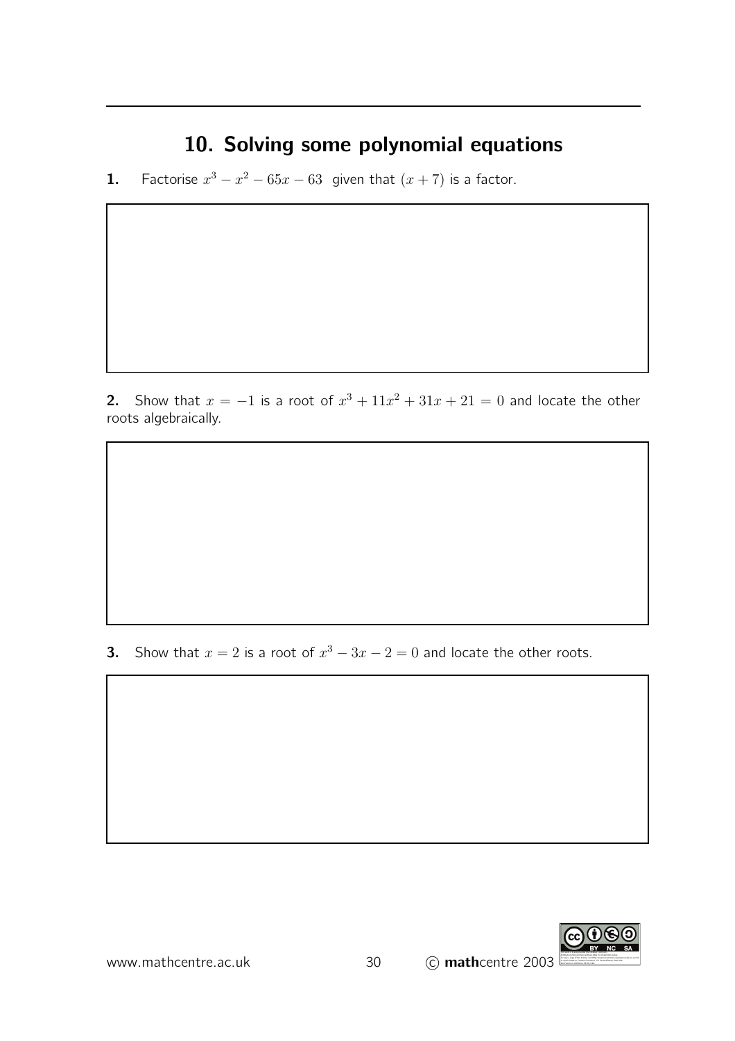## 10. Solving some polynomial equations

**1.** Factorise $x^3 - x^2 - 65x - 63$ given that $(x + 7)$ is a factor.

**2.** Show that $x = -1$ is a root of $x^3 + 11x^2 + 31x + 21 = 0$ and locate the other roots algebraically.

**3.** Show that $x = 2$ is a root of $x^3 - 3x - 2 = 0$ and locate the other roots.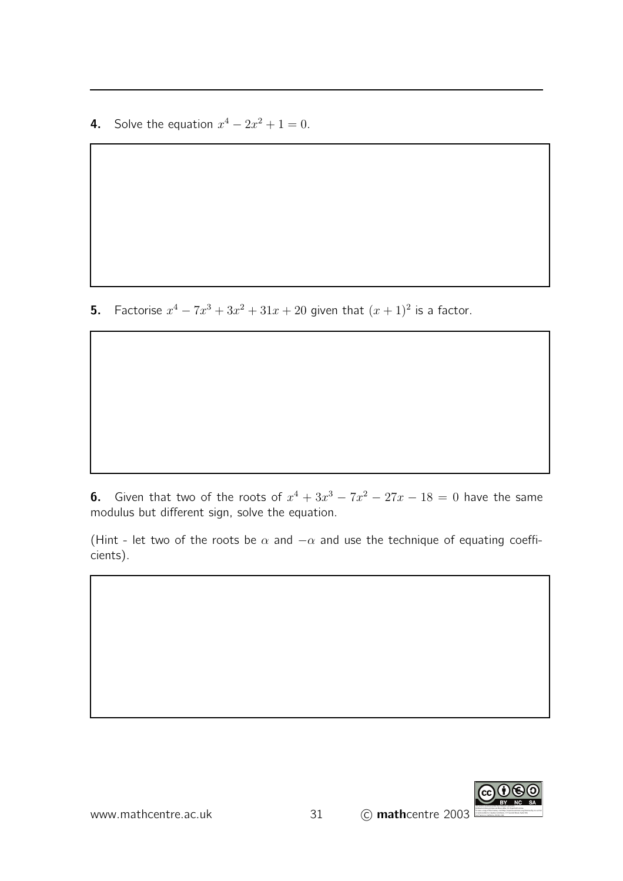**4.** Solve the equation $x^4 - 2x^2 + 1 = 0$.

**5.** Factorise $x^4 - 7x^3 + 3x^2 + 31x + 20$ given that $(x + 1)^2$ is a factor.

**6.** Given that two of the roots of $x^4 + 3x^3 - 7x^2 - 27x - 18 = 0$ have the same modulus but different sign, solve the equation.

(Hint - let two of the roots be $\alpha$ and $-\alpha$ and use the technique of equating coefficients).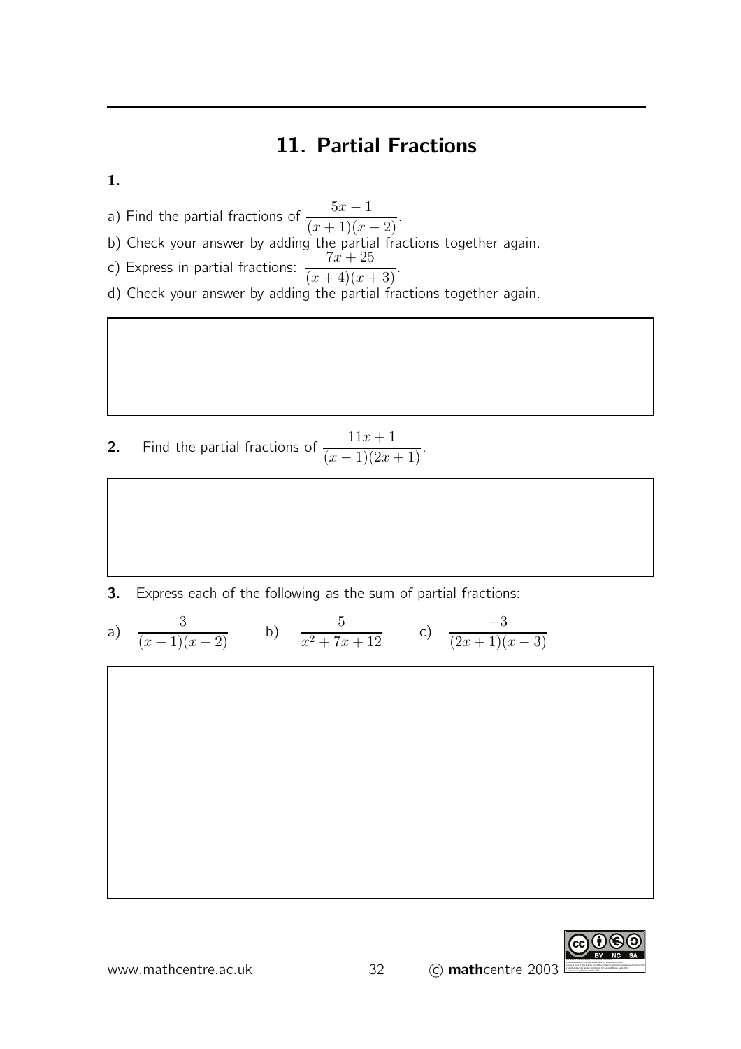# 11. Partial Fractions

**1.**

a) Find the partial fractions of $\dfrac{5x-1}{(x+1)(x-2)}$.

b) Check your answer by adding the partial fractions together again.

c) Express in partial fractions: $\dfrac{7x+25}{(x+4)(x+3)}$.

d) Check your answer by adding the partial fractions together again.

**2.** Find the partial fractions of $\dfrac{11x+1}{(x-1)(2x+1)}$.

**3.** Express each of the following as the sum of partial fractions:

a) $\dfrac{3}{(x+1)(x+2)}$ b) $\dfrac{5}{x^2+7x+12}$ c) $\dfrac{-3}{(2x+1)(x-3)}$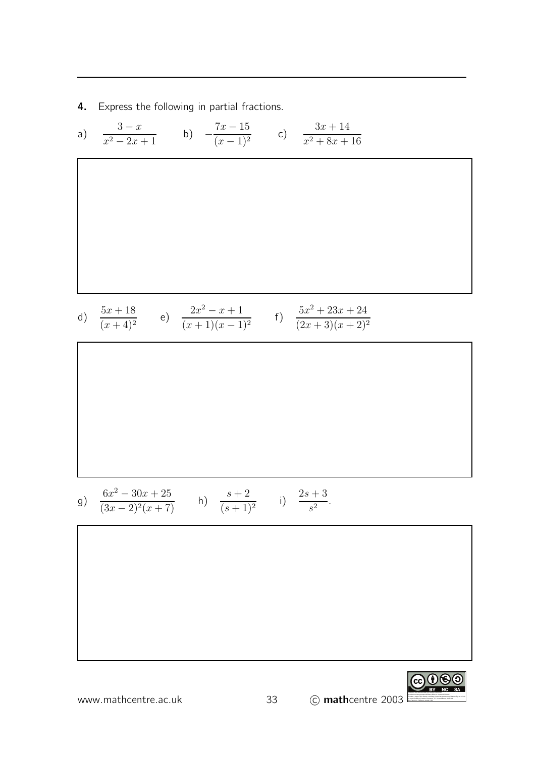**4.** Express the following in partial fractions.

a) $\dfrac{3-x}{x^2-2x+1}$ b) $-\dfrac{7x-15}{(x-1)^2}$ c) $\dfrac{3x+14}{x^2+8x+16}$

d) $\dfrac{5x+18}{(x+4)^2}$ e) $\dfrac{2x^2-x+1}{(x+1)(x-1)^2}$ f) $\dfrac{5x^2+23x+24}{(2x+3)(x+2)^2}$

g) $\dfrac{6x^2-30x+25}{(3x-2)^2(x+7)}$ h) $\dfrac{s+2}{(s+1)^2}$ i) $\dfrac{2s+3}{s^2}$.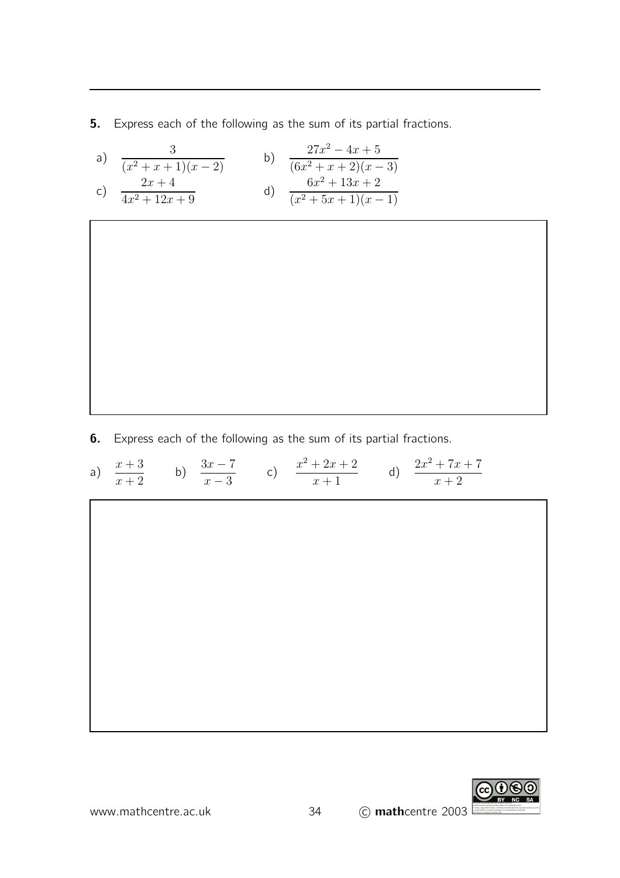**5.** Express each of the following as the sum of its partial fractions.

a) $\dfrac{3}{(x^2+x+1)(x-2)}$

b) $\dfrac{27x^2-4x+5}{(6x^2+x+2)(x-3)}$

c) $\dfrac{2x+4}{4x^2+12x+9}$

d) $\dfrac{6x^2+13x+2}{(x^2+5x+1)(x-1)}$

**6.** Express each of the following as the sum of its partial fractions.

a) $\dfrac{x+3}{x+2}$

b) $\dfrac{3x-7}{x-3}$

c) $\dfrac{x^2+2x+2}{x+1}$

d) $\dfrac{2x^2+7x+7}{x+2}$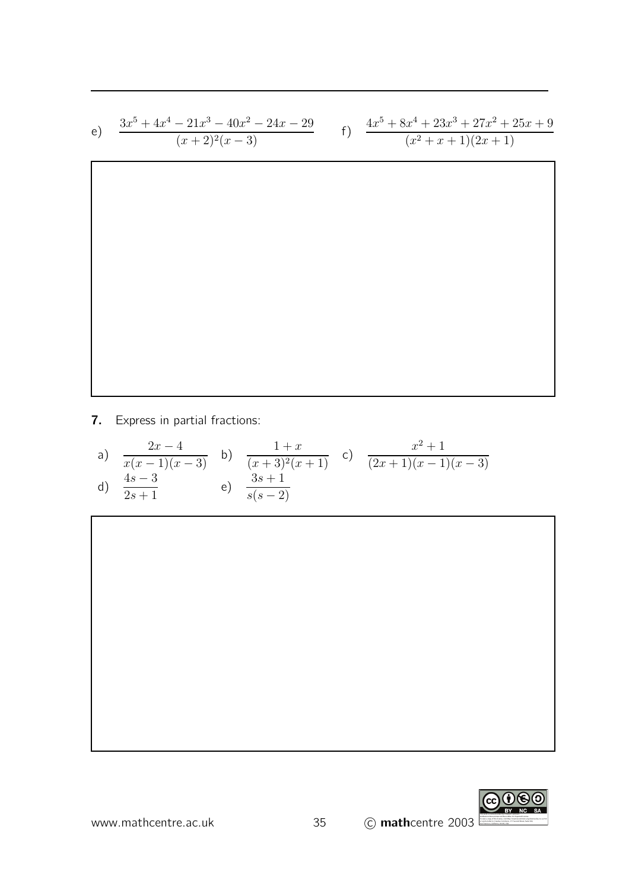e) $\dfrac{3x^5 + 4x^4 - 21x^3 - 40x^2 - 24x - 29}{(x+2)^2(x-3)}$ f) $\dfrac{4x^5 + 8x^4 + 23x^3 + 27x^2 + 25x + 9}{(x^2+x+1)(2x+1)}$

**7.** Express in partial fractions:

a) $\dfrac{2x-4}{x(x-1)(x-3)}$ b) $\dfrac{1+x}{(x+3)^2(x+1)}$ c) $\dfrac{x^2+1}{(2x+1)(x-1)(x-3)}$

d) $\dfrac{4s-3}{2s+1}$ e) $\dfrac{3s+1}{s(s-2)}$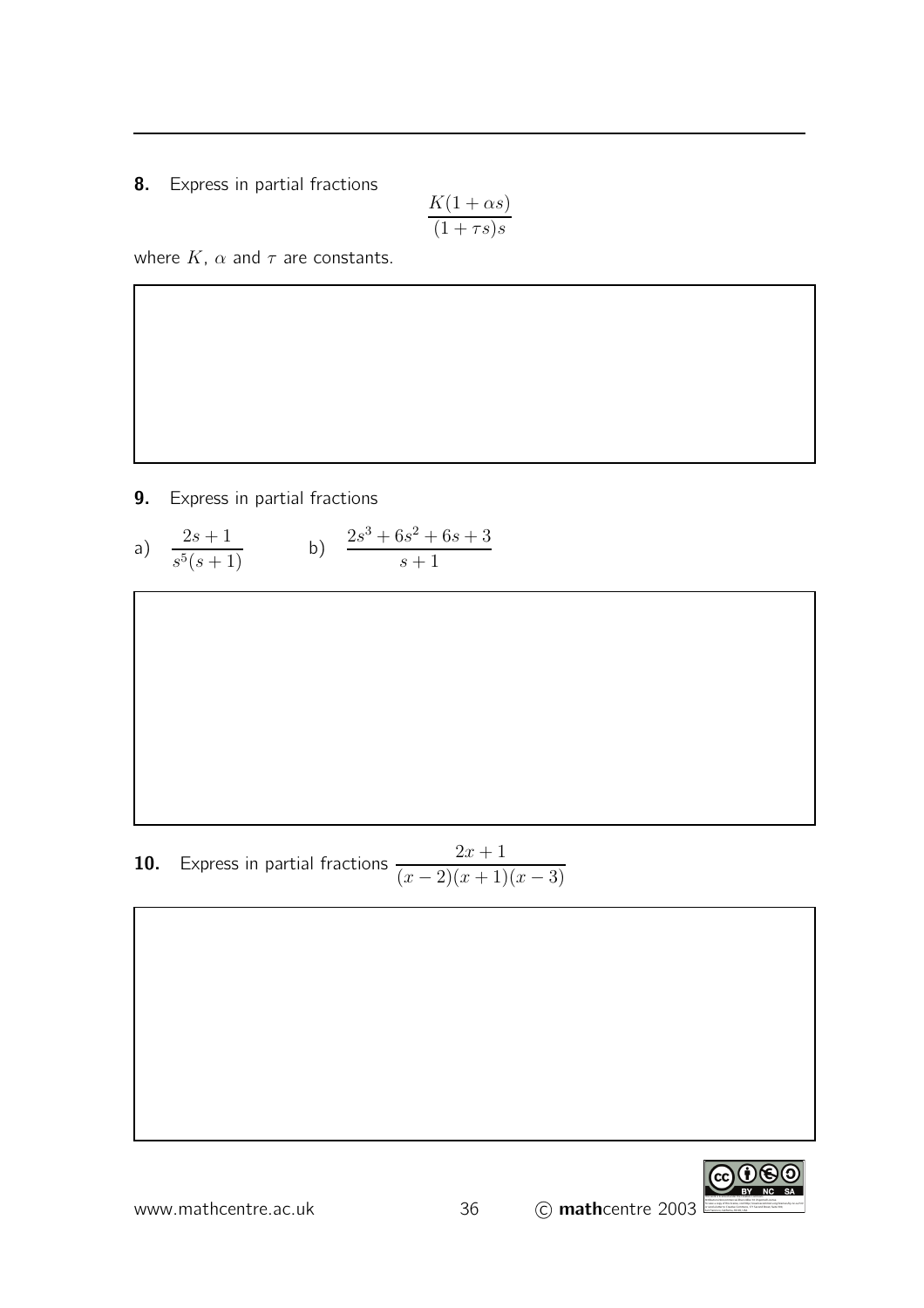**8.** Express in partial fractions

$$\frac{K(1+\alpha s)}{(1+\tau s)s}$$

where $K$, $\alpha$ and $\tau$ are constants.

**9.** Express in partial fractions

a) $\dfrac{2s+1}{s^5(s+1)}$ b) $\dfrac{2s^3+6s^2+6s+3}{s+1}$

**10.** Express in partial fractions $\dfrac{2x+1}{(x-2)(x+1)(x-3)}$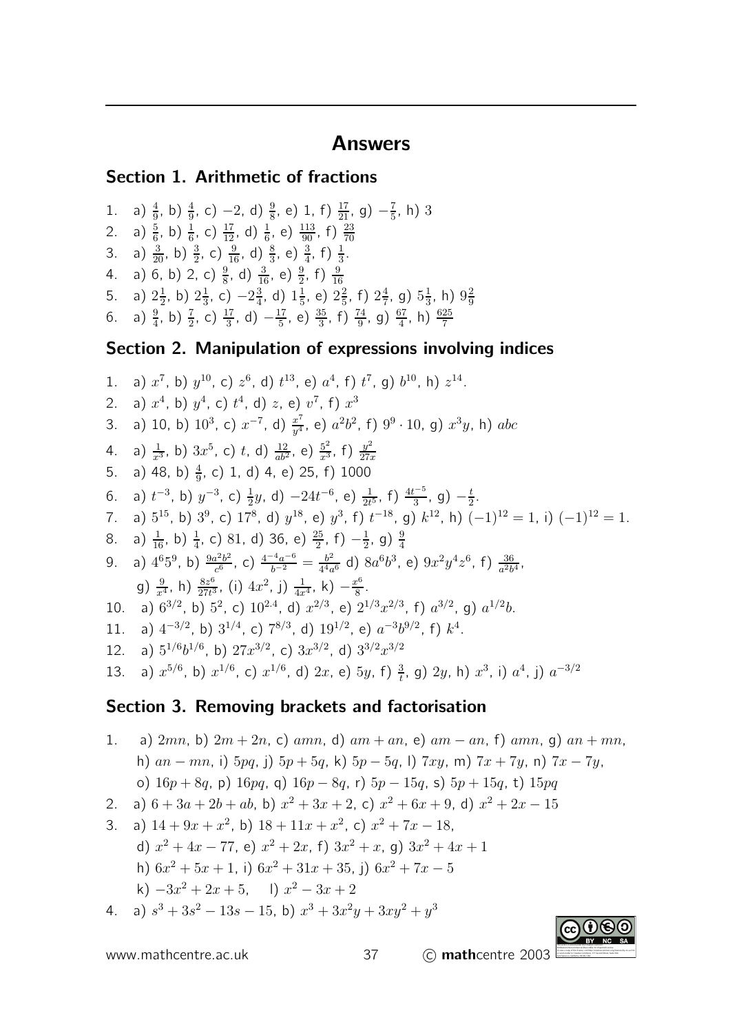# Answers

## Section 1. Arithmetic of fractions

1. a) $\frac{4}{9}$, b) $\frac{4}{9}$, c) $-2$, d) $\frac{9}{8}$, e) 1, f) $\frac{17}{21}$, g) $-\frac{7}{5}$, h) 3
2. a) $\frac{5}{6}$, b) $\frac{1}{6}$, c) $\frac{17}{12}$, d) $\frac{1}{6}$, e) $\frac{113}{90}$, f) $\frac{23}{70}$
3. a) $\frac{3}{20}$, b) $\frac{3}{2}$, c) $\frac{9}{16}$, d) $\frac{8}{3}$, e) $\frac{3}{4}$, f) $\frac{1}{3}$.
4. a) 6, b) 2, c) $\frac{9}{8}$, d) $\frac{3}{16}$, e) $\frac{9}{2}$, f) $\frac{9}{16}$
5. a) $2\frac{1}{2}$, b) $2\frac{1}{3}$, c) $-2\frac{3}{4}$, d) $1\frac{1}{5}$, e) $2\frac{2}{5}$, f) $2\frac{4}{7}$, g) $5\frac{1}{3}$, h) $9\frac{2}{9}$
6. a) $\frac{9}{4}$, b) $\frac{7}{2}$, c) $\frac{17}{3}$, d) $-\frac{17}{5}$, e) $\frac{35}{3}$, f) $\frac{74}{9}$, g) $\frac{67}{4}$, h) $\frac{625}{7}$

## Section 2. Manipulation of expressions involving indices

1. a) $x^7$, b) $y^{10}$, c) $z^6$, d) $t^{13}$, e) $a^4$, f) $t^7$, g) $b^{10}$, h) $z^{14}$.
2. a) $x^4$, b) $y^4$, c) $t^4$, d) $z$, e) $v^7$, f) $x^3$
3. a) 10, b) $10^3$, c) $x^{-7}$, d) $\frac{x^7}{y^4}$, e) $a^2b^2$, f) $9^9 \cdot 10$, g) $x^3y$, h) $abc$
4. a) $\frac{1}{x^3}$, b) $3x^5$, c) $t$, d) $\frac{12}{ab^2}$, e) $\frac{5^2}{x^3}$, f) $\frac{y^2}{27x}$
5. a) 48, b) $\frac{4}{9}$, c) 1, d) 4, e) 25, f) 1000
6. a) $t^{-3}$, b) $y^{-3}$, c) $\frac{1}{2}y$, d) $-24t^{-6}$, e) $\frac{1}{2t^5}$, f) $\frac{4t^{-5}}{3}$, g) $-\frac{t}{2}$.
7. a) $5^{15}$, b) $3^9$, c) $17^8$, d) $y^{18}$, e) $y^3$, f) $t^{-18}$, g) $k^{12}$, h) $(-1)^{12} = 1$, i) $(-1)^{12} = 1$.
8. a) $\frac{1}{16}$, b) $\frac{1}{4}$, c) 81, d) 36, e) $\frac{25}{2}$, f) $-\frac{1}{2}$, g) $\frac{9}{4}$
9. a) $4^6 5^9$, b) $\frac{9a^2b^2}{c^6}$, c) $\frac{4^{-4}a^{-6}}{b^{-2}} = \frac{b^2}{4^4a^6}$ d) $8a^6b^3$, e) $9x^2y^4z^6$, f) $\frac{36}{a^2b^4}$, g) $\frac{9}{x^4}$, h) $\frac{8z^6}{27t^3}$, (i) $4x^2$, j) $\frac{1}{4x^4}$, k) $-\frac{x^6}{8}$.
10. a) $6^{3/2}$, b) $5^2$, c) $10^{2.4}$, d) $x^{2/3}$, e) $2^{1/3}x^{2/3}$, f) $a^{3/2}$, g) $a^{1/2}b$.
11. a) $4^{-3/2}$, b) $3^{1/4}$, c) $7^{8/3}$, d) $19^{1/2}$, e) $a^{-3}b^{9/2}$, f) $k^4$.
12. a) $5^{1/6}b^{1/6}$, b) $27x^{3/2}$, c) $3x^{3/2}$, d) $3^{3/2}x^{3/2}$
13. a) $x^{5/6}$, b) $x^{1/6}$, c) $x^{1/6}$, d) $2x$, e) $5y$, f) $\frac{3}{t}$, g) $2y$, h) $x^3$, i) $a^4$, j) $a^{-3/2}$

## Section 3. Removing brackets and factorisation

1. a) $2mn$, b) $2m + 2n$, c) $amn$, d) $am + an$, e) $am - an$, f) $amn$, g) $an + mn$, h) $an - mn$, i) $5pq$, j) $5p + 5q$, k) $5p - 5q$, l) $7xy$, m) $7x + 7y$, n) $7x - 7y$, o) $16p + 8q$, p) $16pq$, q) $16p - 8q$, r) $5p - 15q$, s) $5p + 15q$, t) $15pq$
2. a) $6 + 3a + 2b + ab$, b) $x^2 + 3x + 2$, c) $x^2 + 6x + 9$, d) $x^2 + 2x - 15$
3. a) $14 + 9x + x^2$, b) $18 + 11x + x^2$, c) $x^2 + 7x - 18$, d) $x^2 + 4x - 77$, e) $x^2 + 2x$, f) $3x^2 + x$, g) $3x^2 + 4x + 1$ h) $6x^2 + 5x + 1$, i) $6x^2 + 31x + 35$, j) $6x^2 + 7x - 5$ k) $-3x^2 + 2x + 5$, l) $x^2 - 3x + 2$
4. a) $s^3 + 3s^2 - 13s - 15$, b) $x^3 + 3x^2y + 3xy^2 + y^3$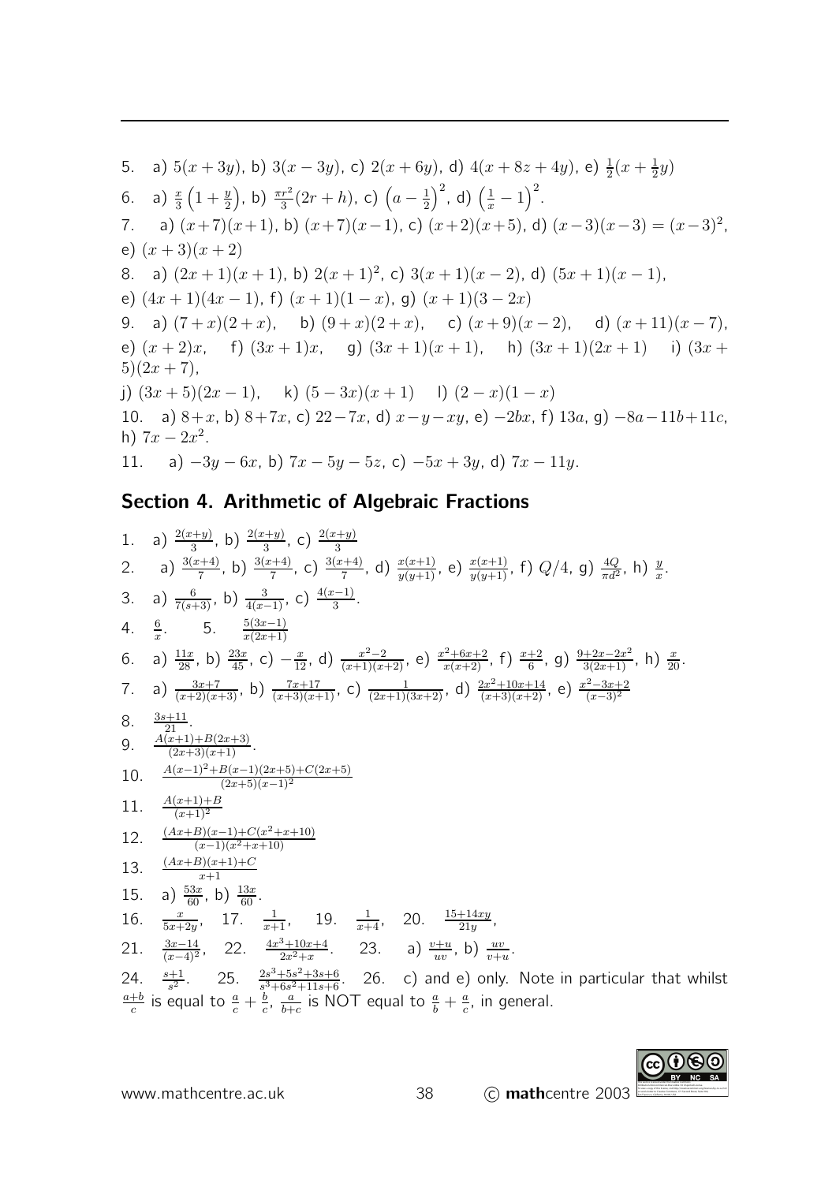5. a) $5(x+3y)$, b) $3(x-3y)$, c) $2(x+6y)$, d) $4(x+8z+4y)$, e) $\frac{1}{2}(x+\frac{1}{2}y)$

6. a) $\frac{x}{3}\left(1+\frac{y}{2}\right)$, b) $\frac{\pi r^2}{3}(2r+h)$, c) $\left(a-\frac{1}{2}\right)^2$, d) $\left(\frac{1}{x}-1\right)^2$.

7. a) $(x+7)(x+1)$, b) $(x+7)(x-1)$, c) $(x+2)(x+5)$, d) $(x-3)(x-3)=(x-3)^2$, e) $(x+3)(x+2)$

8. a) $(2x+1)(x+1)$, b) $2(x+1)^2$, c) $3(x+1)(x-2)$, d) $(5x+1)(x-1)$, e) $(4x+1)(4x-1)$, f) $(x+1)(1-x)$, g) $(x+1)(3-2x)$

9. a) $(7+x)(2+x)$, b) $(9+x)(2+x)$, c) $(x+9)(x-2)$, d) $(x+11)(x-7)$, e) $(x+2)x$, f) $(3x+1)x$, g) $(3x+1)(x+1)$, h) $(3x+1)(2x+1)$ i) $(3x+5)(2x+7)$,

j) $(3x+5)(2x-1)$, k) $(5-3x)(x+1)$ l) $(2-x)(1-x)$

10. a) $8+x$, b) $8+7x$, c) $22-7x$, d) $x-y-xy$, e) $-2bx$, f) $13a$, g) $-8a-11b+11c$, h) $7x-2x^2$.

11. a) $-3y-6x$, b) $7x-5y-5z$, c) $-5x+3y$, d) $7x-11y$.

## Section 4. Arithmetic of Algebraic Fractions

1. a) $\frac{2(x+y)}{3}$, b) $\frac{2(x+y)}{3}$, c) $\frac{2(x+y)}{3}$

2. a) $\frac{3(x+4)}{7}$, b) $\frac{3(x+4)}{7}$, c) $\frac{3(x+4)}{7}$, d) $\frac{x(x+1)}{y(y+1)}$, e) $\frac{x(x+1)}{y(y+1)}$, f) $Q/4$, g) $\frac{4Q}{\pi d^2}$, h) $\frac{y}{x}$.

3. a) $\frac{6}{7(s+3)}$, b) $\frac{3}{4(x-1)}$, c) $\frac{4(x-1)}{3}$.

4. $\frac{6}{x}$. 5. $\frac{5(3x-1)}{x(2x+1)}$

6. a) $\frac{11x}{28}$, b) $\frac{23x}{45}$, c) $-\frac{x}{12}$, d) $\frac{x^2-2}{(x+1)(x+2)}$, e) $\frac{x^2+6x+2}{x(x+2)}$, f) $\frac{x+2}{6}$, g) $\frac{9+2x-2x^2}{3(2x+1)}$, h) $\frac{x}{20}$.

7. a) $\frac{3x+7}{(x+2)(x+3)}$, b) $\frac{7x+17}{(x+3)(x+1)}$, c) $\frac{1}{(2x+1)(3x+2)}$, d) $\frac{2x^2+10x+14}{(x+3)(x+2)}$, e) $\frac{x^2-3x+2}{(x-3)^2}$

8. $\frac{3s+11}{21}$.

9. $\frac{A(x+1)+B(2x+3)}{(2x+3)(x+1)}$.

10. $\frac{A(x-1)^2+B(x-1)(2x+5)+C(2x+5)}{(2x+5)(x-1)^2}$

11. $\frac{A(x+1)+B}{(x+1)^2}$

12. $\frac{(Ax+B)(x-1)+C(x^2+x+10)}{(x-1)(x^2+x+10)}$

13. $\frac{(Ax+B)(x+1)+C}{x+1}$

15. a) $\frac{53x}{60}$, b) $\frac{13x}{60}$.

16. $\frac{x}{5x+2y}$, 17. $\frac{1}{x+1}$, 19. $\frac{1}{x+4}$, 20. $\frac{15+14xy}{21y}$,

21. $\frac{3x-14}{(x-4)^2}$, 22. $\frac{4x^3+10x+4}{2x^2+x}$. 23. a) $\frac{v+u}{uv}$, b) $\frac{uv}{v+u}$.

24. $\frac{s+1}{s^2}$. 25. $\frac{2s^3+5s^2+3s+6}{s^3+6s^2+11s+6}$. 26. c) and e) only. Note in particular that whilst $\frac{a+b}{c}$ is equal to $\frac{a}{c}+\frac{b}{c}$, $\frac{a}{b+c}$ is NOT equal to $\frac{a}{b}+\frac{a}{c}$, in general.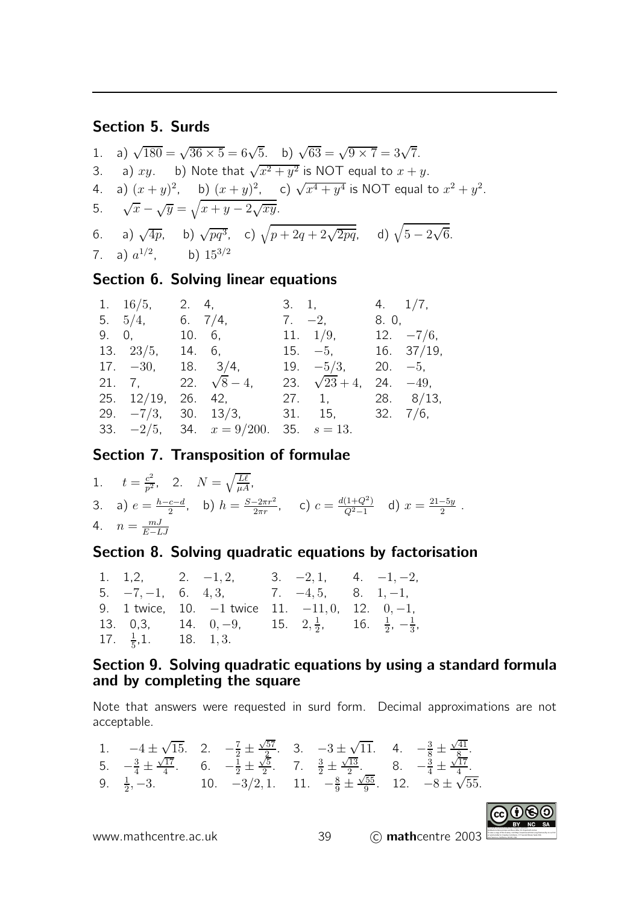## Section 5. Surds

1. a) $\sqrt{180} = \sqrt{36 \times 5} = 6\sqrt{5}$. b) $\sqrt{63} = \sqrt{9 \times 7} = 3\sqrt{7}$.
3. a) $xy$. b) Note that $\sqrt{x^2 + y^2}$ is NOT equal to $x + y$.
4. a) $(x+y)^2$, b) $(x+y)^2$, c) $\sqrt{x^4 + y^4}$ is NOT equal to $x^2 + y^2$.
5. $\sqrt{x} - \sqrt{y} = \sqrt{x + y - 2\sqrt{xy}}$.
6. a) $\sqrt{4p}$, b) $\sqrt{pq^3}$, c) $\sqrt{p + 2q + 2\sqrt{2pq}}$, d) $\sqrt{5 - 2\sqrt{6}}$.
7. a) $a^{1/2}$, b) $15^{3/2}$

## Section 6. Solving linear equations

| | | | |
|---|---|---|---|
| 1. $16/5$, | 2. 4, | 3. 1, | 4. $1/7$, |
| 5. $5/4$, | 6. $7/4$, | 7. $-2$, | 8. 0, |
| 9. 0, | 10. 6, | 11. $1/9$, | 12. $-7/6$, |
| 13. $23/5$, | 14. 6, | 15. $-5$, | 16. $37/19$, |
| 17. $-30$, | 18. $3/4$, | 19. $-5/3$, | 20. $-5$, |
| 21. 7, | 22. $\sqrt{8} - 4$, | 23. $\sqrt{23} + 4$, | 24. $-49$, |
| 25. $12/19$, | 26. 42, | 27. 1, | 28. $8/13$, |
| 29. $-7/3$, | 30. $13/3$, | 31. 15, | 32. $7/6$, |
| 33. $-2/5$, | 34. $x = 9/200$. | 35. $s = 13$. | |

## Section 7. Transposition of formulae

1. $t = \frac{c^2}{p^2}$, 2. $N = \sqrt{\frac{L\ell}{\mu A}}$,
3. a) $e = \frac{h-c-d}{2}$, b) $h = \frac{S - 2\pi r^2}{2\pi r}$, c) $c = \frac{d(1+Q^2)}{Q^2-1}$ d) $x = \frac{21-5y}{2}$ .
4. $n = \frac{mJ}{E - LJ}$

## Section 8. Solving quadratic equations by factorisation

| | | | |
|---|---|---|---|
| 1. 1,2, | 2. $-1, 2$, | 3. $-2, 1$, | 4. $-1, -2$, |
| 5. $-7, -1$, | 6. $4, 3$, | 7. $-4, 5$, | 8. $1, -1$, |
| 9. 1 twice, | 10. $-1$ twice | 11. $-11, 0$, | 12. $0, -1$, |
| 13. 0,3, | 14. $0, -9$, | 15. $2, \frac{1}{2}$, | 16. $\frac{1}{2}, -\frac{1}{3}$, |
| 17. $\frac{1}{5}$,1. | 18. $1, 3$. | | |

## Section 9. Solving quadratic equations by using a standard formula and by completing the square

Note that answers were requested in surd form. Decimal approximations are not acceptable.

| | | | |
|---|---|---|---|
| 1. $-4 \pm \sqrt{15}$. | 2. $-\frac{7}{2} \pm \frac{\sqrt{57}}{2}$. | 3. $-3 \pm \sqrt{11}$. | 4. $-\frac{3}{8} \pm \frac{\sqrt{41}}{8}$. |
| 5. $-\frac{3}{4} \pm \frac{\sqrt{17}}{4}$. | 6. $-\frac{1}{2} \pm \frac{\sqrt{5}}{2}$. | 7. $\frac{3}{2} \pm \frac{\sqrt{13}}{2}$. | 8. $-\frac{3}{4} \pm \frac{\sqrt{17}}{4}$. |
| 9. $\frac{1}{2}, -3$. | 10. $-3/2, 1$. | 11. $-\frac{8}{9} \pm \frac{\sqrt{55}}{9}$. | 12. $-8 \pm \sqrt{55}$. |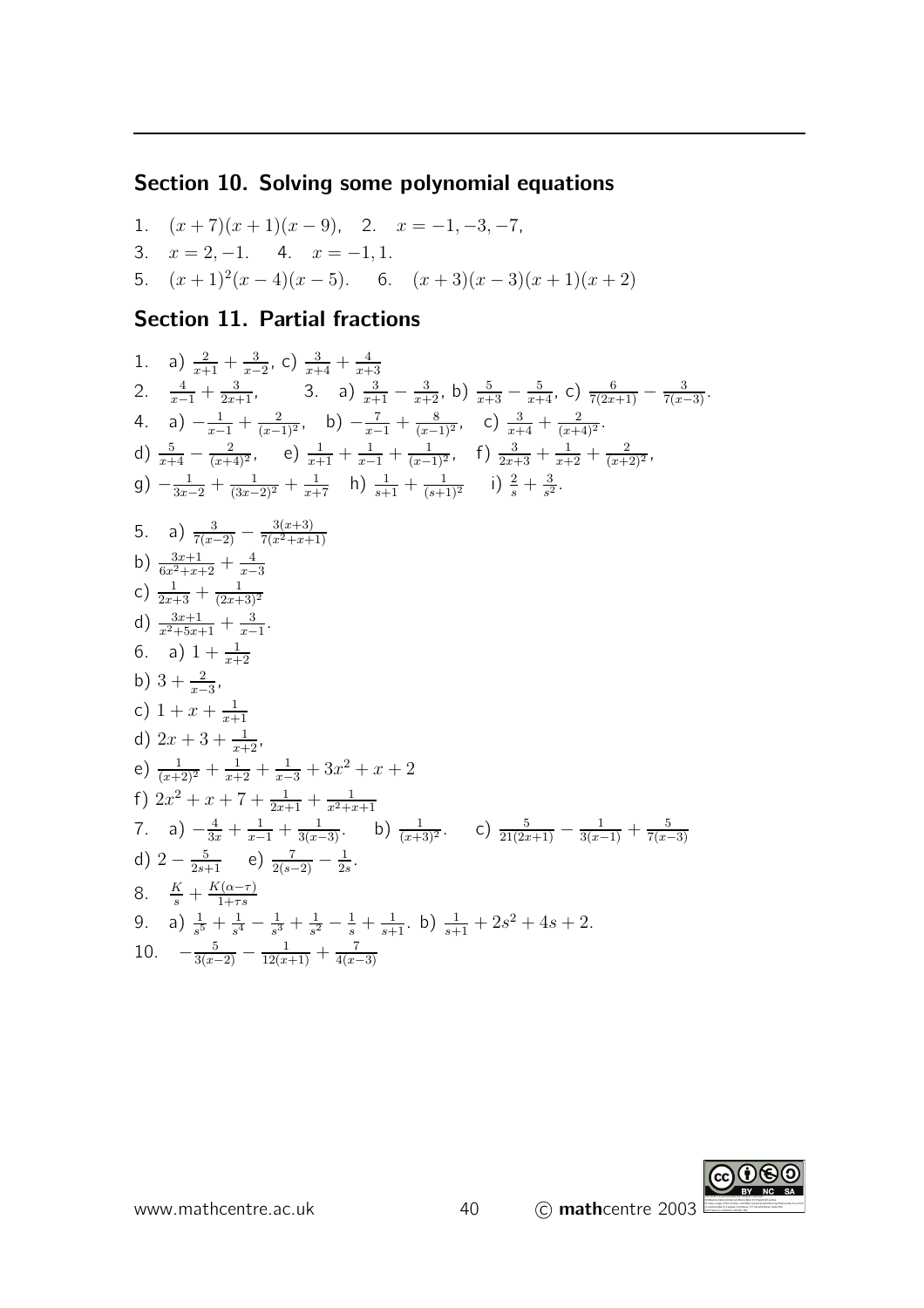## Section 10. Solving some polynomial equations

1. $(x+7)(x+1)(x-9)$, 2. $x = -1, -3, -7$,

3. $x = 2, -1$. 4. $x = -1, 1$.

5. $(x+1)^2(x-4)(x-5)$. 6. $(x+3)(x-3)(x+1)(x+2)$

## Section 11. Partial fractions

1. a) $\frac{2}{x+1} + \frac{3}{x-2}$, c) $\frac{3}{x+4} + \frac{4}{x+3}$

2. $\frac{4}{x-1} + \frac{3}{2x+1}$, 3. a) $\frac{3}{x+1} - \frac{3}{x+2}$, b) $\frac{5}{x+3} - \frac{5}{x+4}$, c) $\frac{6}{7(2x+1)} - \frac{3}{7(x-3)}$.

4. a) $-\frac{1}{x-1} + \frac{2}{(x-1)^2}$, b) $-\frac{7}{x-1} + \frac{8}{(x-1)^2}$, c) $\frac{3}{x+4} + \frac{2}{(x+4)^2}$.

d) $\frac{5}{x+4} - \frac{2}{(x+4)^2}$, e) $\frac{1}{x+1} + \frac{1}{x-1} + \frac{1}{(x-1)^2}$, f) $\frac{3}{2x+3} + \frac{1}{x+2} + \frac{2}{(x+2)^2}$,

g) $-\frac{1}{3x-2} + \frac{1}{(3x-2)^2} + \frac{1}{x+7}$ h) $\frac{1}{s+1} + \frac{1}{(s+1)^2}$ i) $\frac{2}{s} + \frac{3}{s^2}$.

5. a) $\frac{3}{7(x-2)} - \frac{3(x+3)}{7(x^2+x+1)}$

b) $\frac{3x+1}{6x^2+x+2} + \frac{4}{x-3}$

c) $\frac{1}{2x+3} + \frac{1}{(2x+3)^2}$

d) $\frac{3x+1}{x^2+5x+1} + \frac{3}{x-1}$.

6. a) $1 + \frac{1}{x+2}$

b) $3 + \frac{2}{x-3}$,

c) $1 + x + \frac{1}{x+1}$

d) $2x + 3 + \frac{1}{x+2}$,

e) $\frac{1}{(x+2)^2} + \frac{1}{x+2} + \frac{1}{x-3} + 3x^2 + x + 2$

f) $2x^2 + x + 7 + \frac{1}{2x+1} + \frac{1}{x^2+x+1}$

7. a) $-\frac{4}{3x} + \frac{1}{x-1} + \frac{1}{3(x-3)}$. b) $\frac{1}{(x+3)^2}$. c) $\frac{5}{21(2x+1)} - \frac{1}{3(x-1)} + \frac{5}{7(x-3)}$

d) $2 - \frac{5}{2s+1}$ e) $\frac{7}{2(s-2)} - \frac{1}{2s}$.

8. $\frac{K}{s} + \frac{K(\alpha-\tau)}{1+\tau s}$

9. a) $\frac{1}{s^5} + \frac{1}{s^4} - \frac{1}{s^3} + \frac{1}{s^2} - \frac{1}{s} + \frac{1}{s+1}$. b) $\frac{1}{s+1} + 2s^2 + 4s + 2$.

10. $-\frac{5}{3(x-2)} - \frac{1}{12(x+1)} + \frac{7}{4(x-3)}$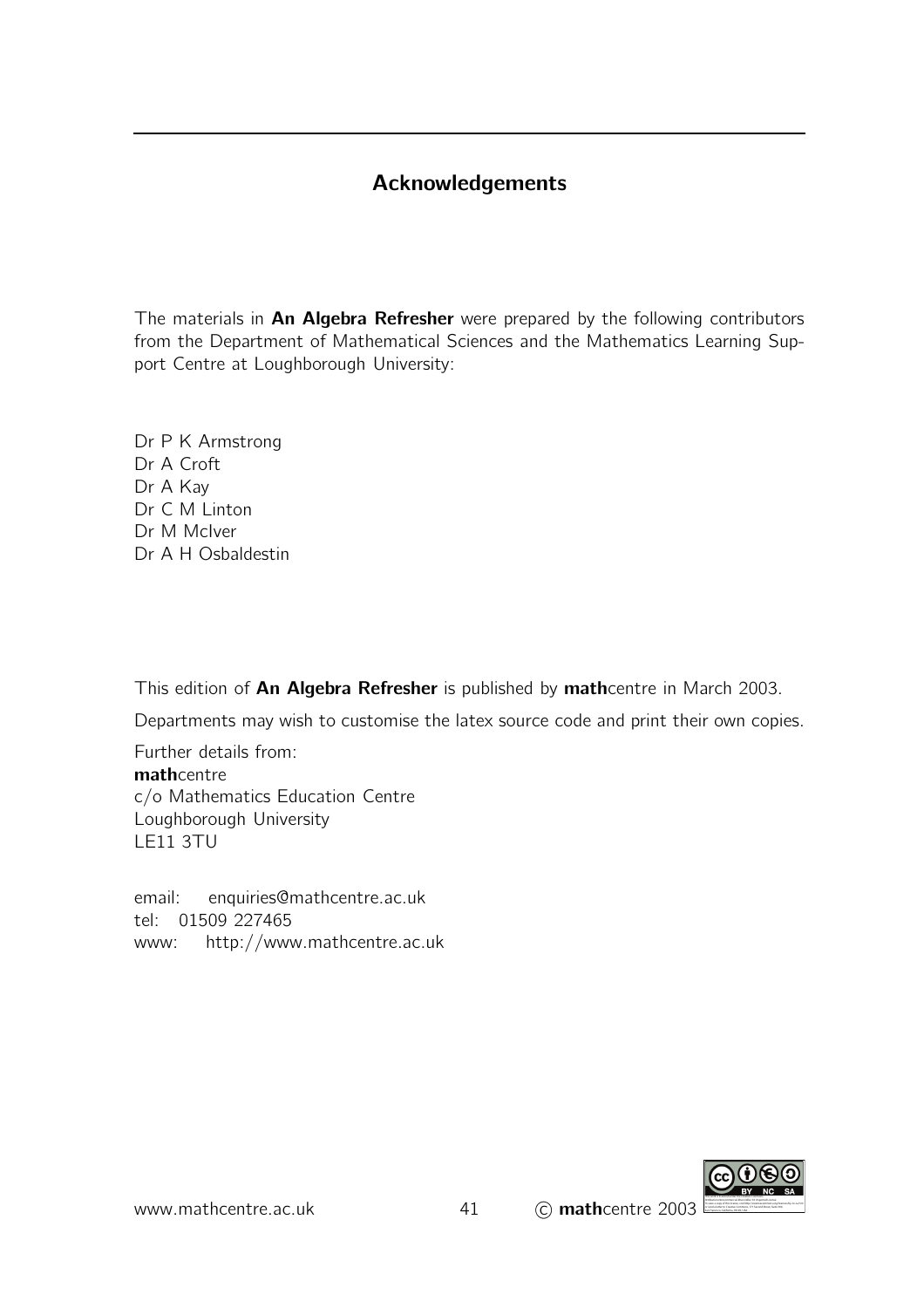## Acknowledgements

The materials in **An Algebra Refresher** were prepared by the following contributors from the Department of Mathematical Sciences and the Mathematics Learning Support Centre at Loughborough University:

Dr P K Armstrong
Dr A Croft
Dr A Kay
Dr C M Linton
Dr M McIver
Dr A H Osbaldestin

This edition of **An Algebra Refresher** is published by **math**centre in March 2003.

Departments may wish to customise the latex source code and print their own copies.

Further details from:
**math**centre
c/o Mathematics Education Centre
Loughborough University
LE11 3TU

email: enquiries@mathcentre.ac.uk
tel: 01509 227465
www: http://www.mathcentre.ac.uk